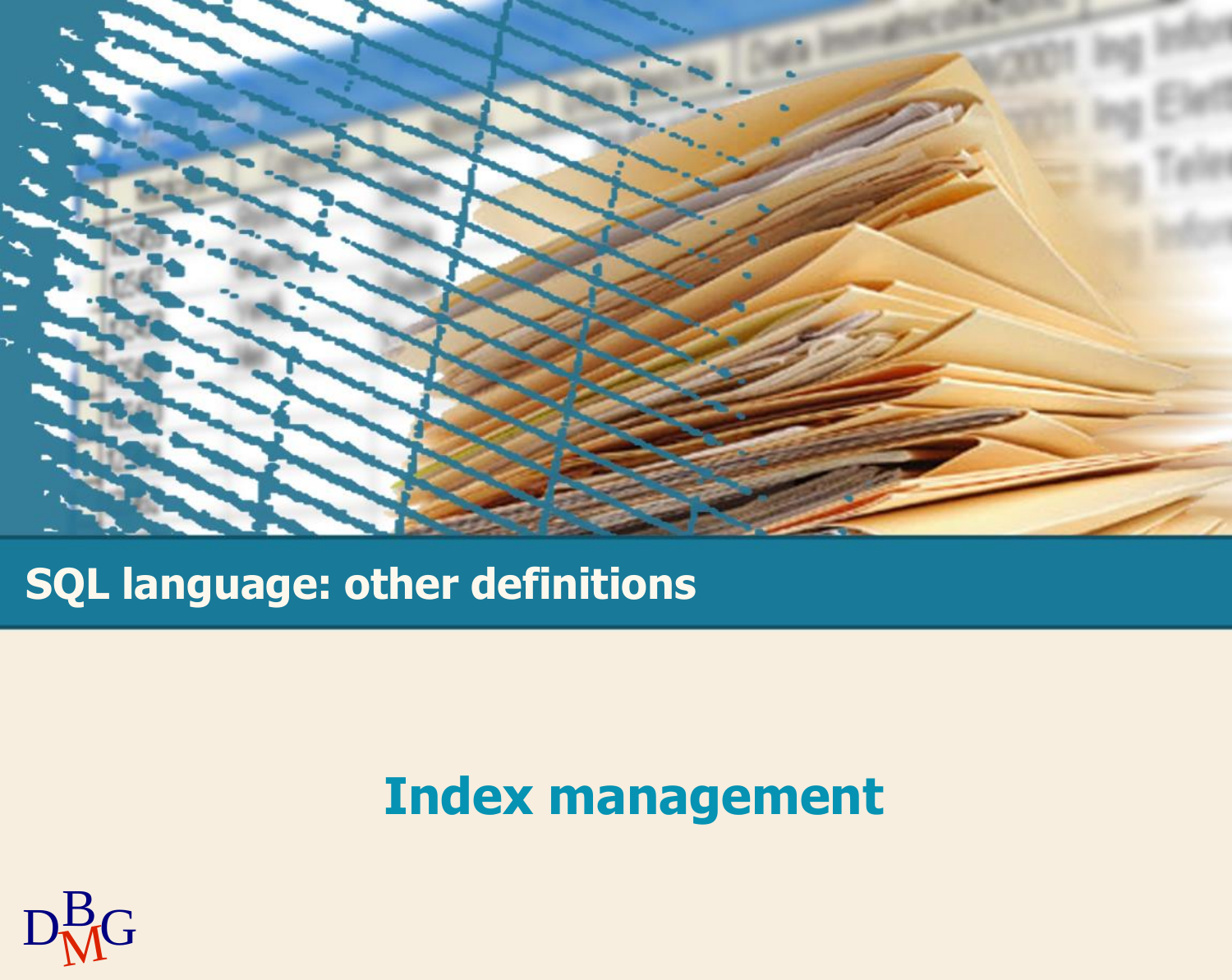# SQL language: other definitions

## Index management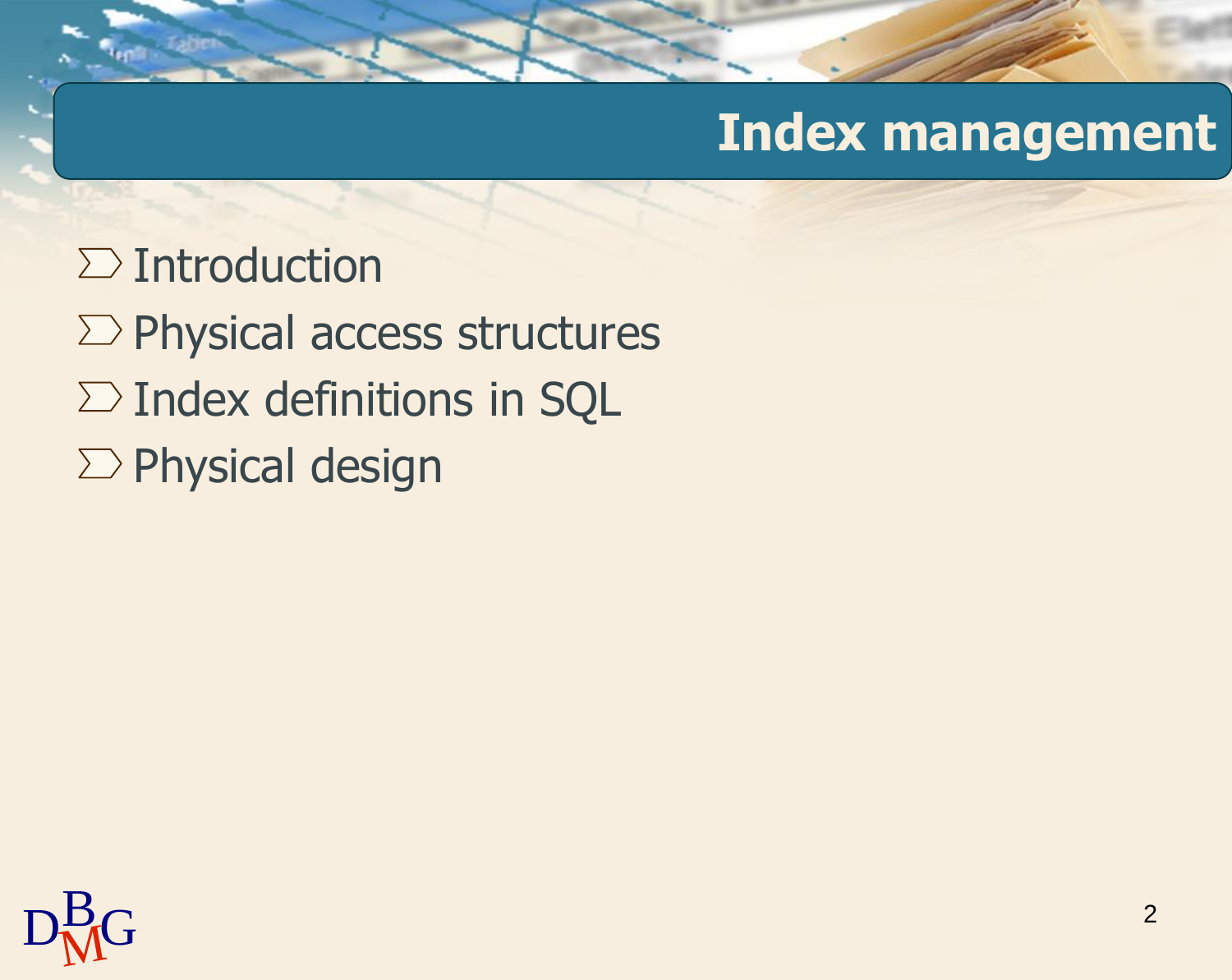# Index management

- Introduction
- Physical access structures
- Index definitions in SQL
- Physical design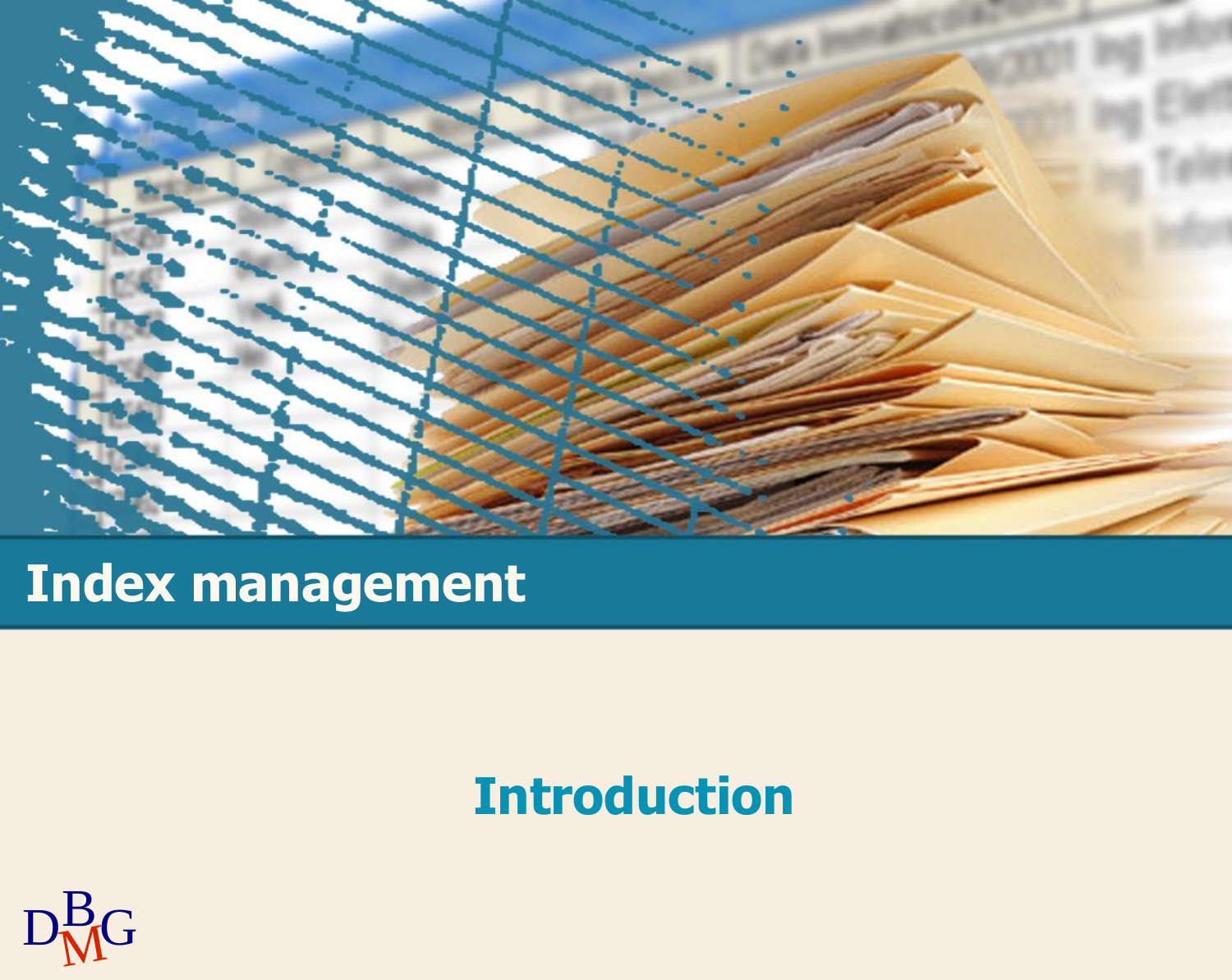# Index management

## Introduction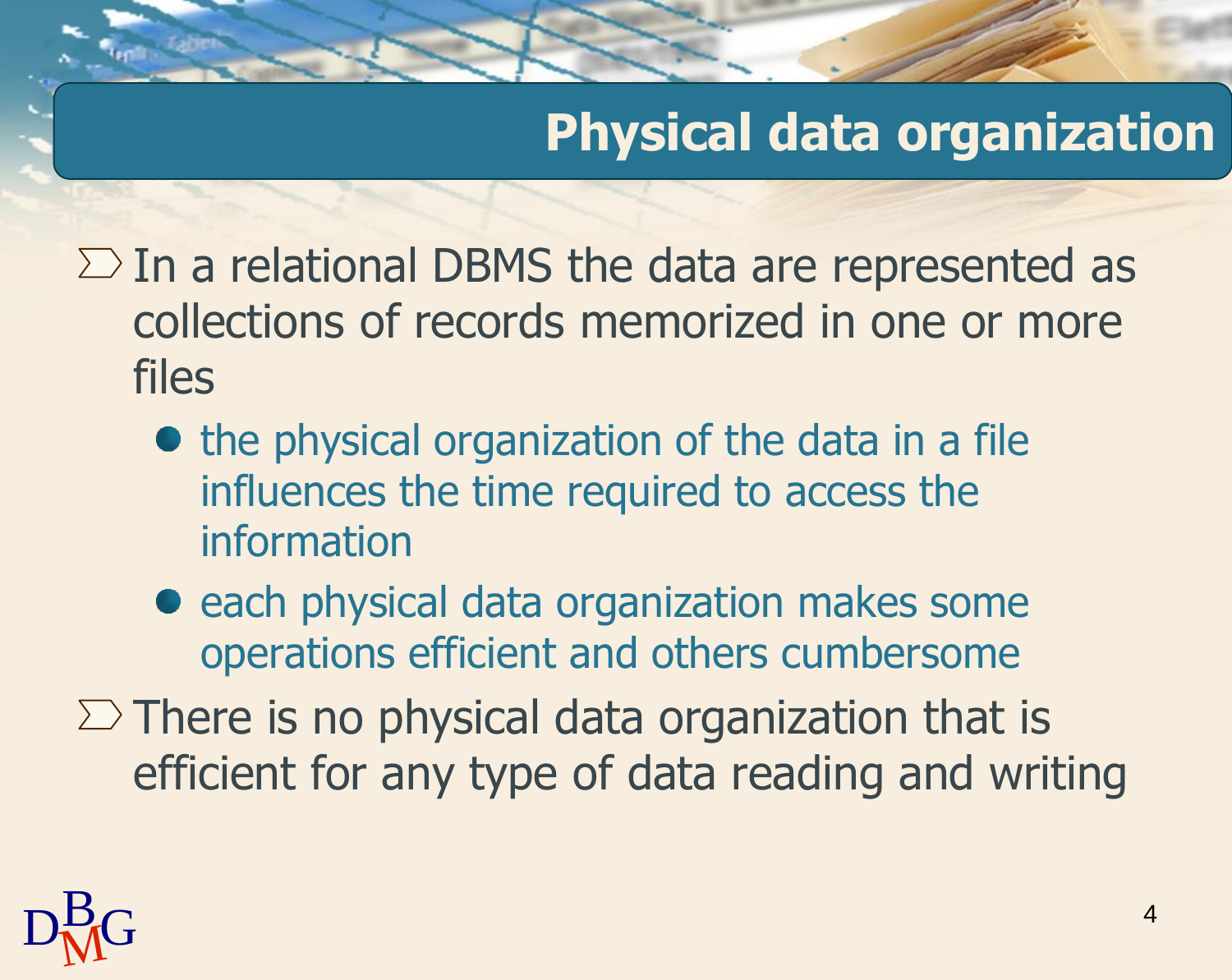# Physical data organization

- In a relational DBMS the data are represented as collections of records memorized in one or more files
  - the physical organization of the data in a file influences the time required to access the information
  - each physical data organization makes some operations efficient and others cumbersome
- There is no physical data organization that is efficient for any type of data reading and writing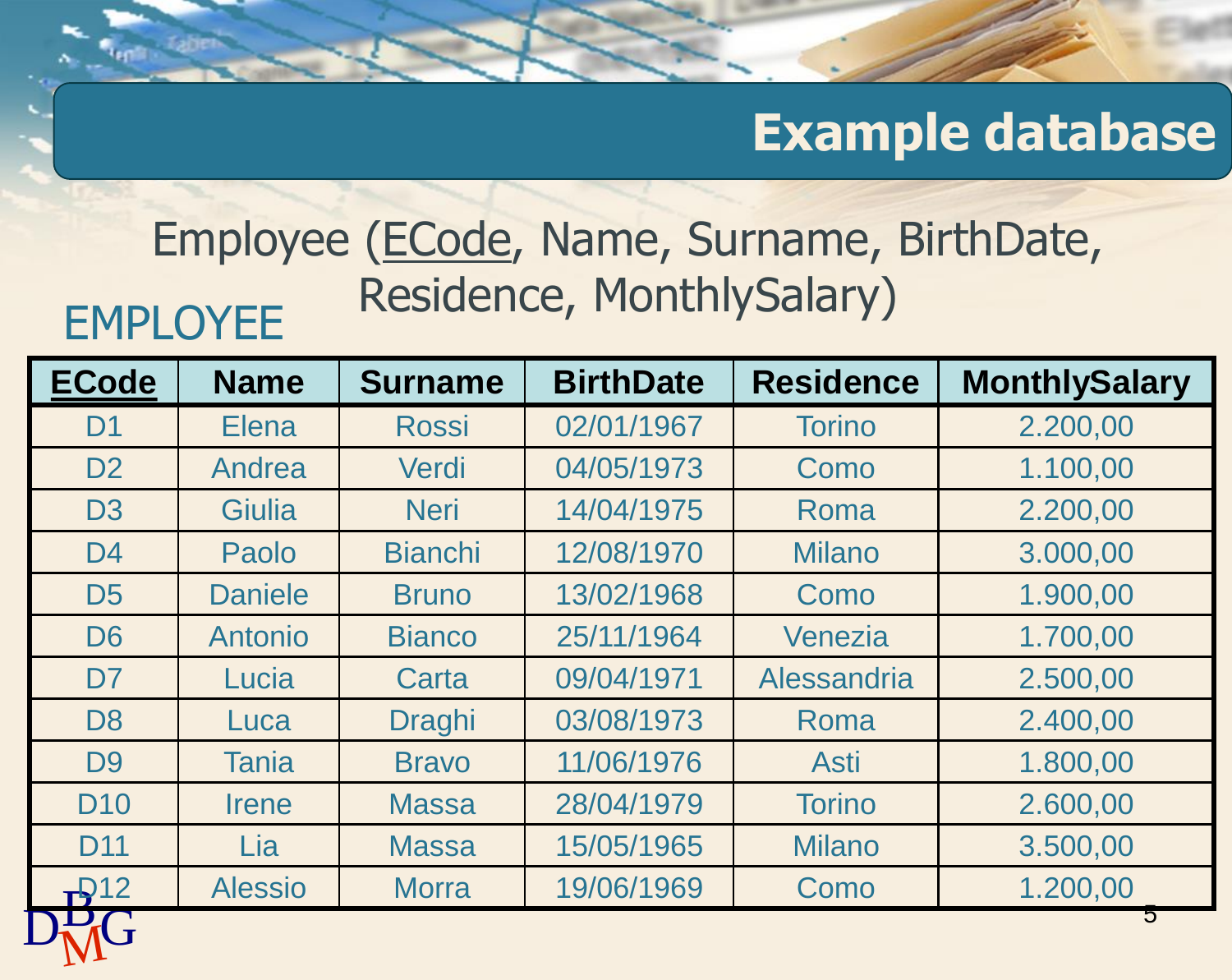# Example database

Employee (<u>ECode</u>, Name, Surname, BirthDate, Residence, MonthlySalary)

EMPLOYEE

| <u>ECode</u> | Name | Surname | BirthDate | Residence | MonthlySalary |
|---|---|---|---|---|---|
| D1 | Elena | Rossi | 02/01/1967 | Torino | 2.200,00 |
| D2 | Andrea | Verdi | 04/05/1973 | Como | 1.100,00 |
| D3 | Giulia | Neri | 14/04/1975 | Roma | 2.200,00 |
| D4 | Paolo | Bianchi | 12/08/1970 | Milano | 3.000,00 |
| D5 | Daniele | Bruno | 13/02/1968 | Como | 1.900,00 |
| D6 | Antonio | Bianco | 25/11/1964 | Venezia | 1.700,00 |
| D7 | Lucia | Carta | 09/04/1971 | Alessandria | 2.500,00 |
| D8 | Luca | Draghi | 03/08/1973 | Roma | 2.400,00 |
| D9 | Tania | Bravo | 11/06/1976 | Asti | 1.800,00 |
| D10 | Irene | Massa | 28/04/1979 | Torino | 2.600,00 |
| D11 | Lia | Massa | 15/05/1965 | Milano | 3.500,00 |
| D12 | Alessio | Morra | 19/06/1969 | Como | 1.200,00 |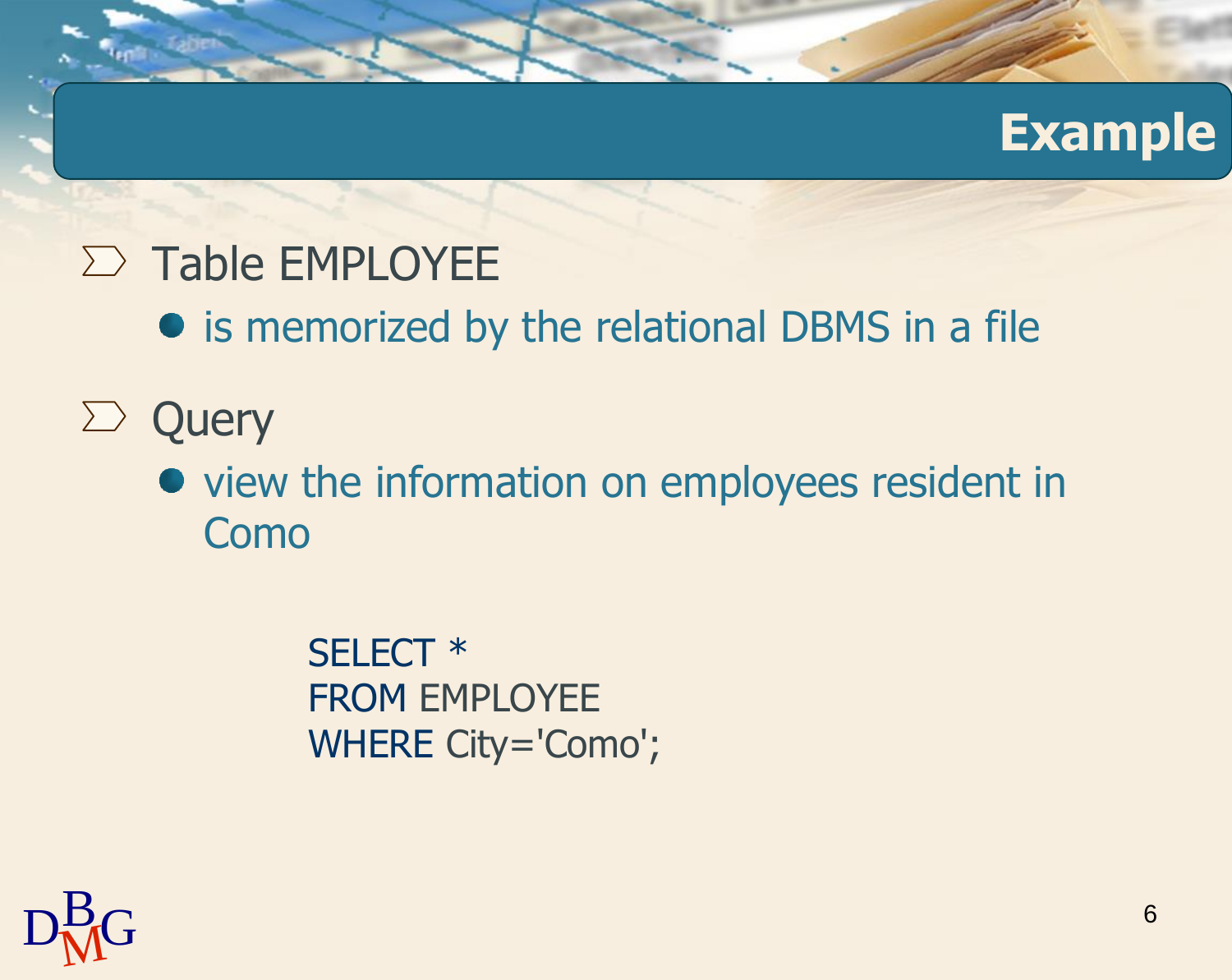# Example

- Table EMPLOYEE
  - is memorized by the relational DBMS in a file
- Query
  - view the information on employees resident in Como

```
SELECT *
FROM EMPLOYEE
WHERE City='Como';
```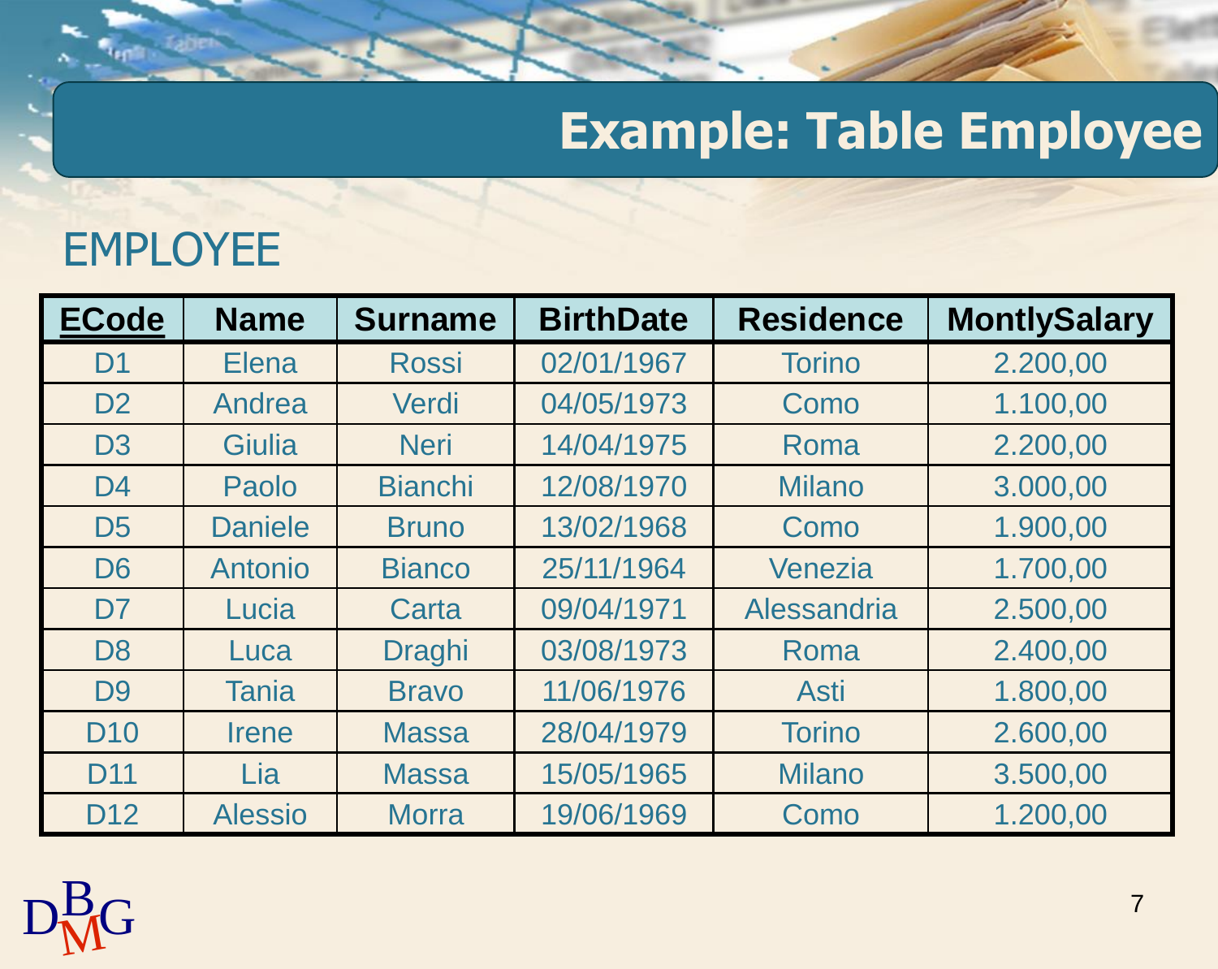# Example: Table Employee

## EMPLOYEE

| ECode | Name | Surname | BirthDate | Residence | MontlySalary |
|---|---|---|---|---|---|
| D1 | Elena | Rossi | 02/01/1967 | Torino | 2.200,00 |
| D2 | Andrea | Verdi | 04/05/1973 | Como | 1.100,00 |
| D3 | Giulia | Neri | 14/04/1975 | Roma | 2.200,00 |
| D4 | Paolo | Bianchi | 12/08/1970 | Milano | 3.000,00 |
| D5 | Daniele | Bruno | 13/02/1968 | Como | 1.900,00 |
| D6 | Antonio | Bianco | 25/11/1964 | Venezia | 1.700,00 |
| D7 | Lucia | Carta | 09/04/1971 | Alessandria | 2.500,00 |
| D8 | Luca | Draghi | 03/08/1973 | Roma | 2.400,00 |
| D9 | Tania | Bravo | 11/06/1976 | Asti | 1.800,00 |
| D10 | Irene | Massa | 28/04/1979 | Torino | 2.600,00 |
| D11 | Lia | Massa | 15/05/1965 | Milano | 3.500,00 |
| D12 | Alessio | Morra | 19/06/1969 | Como | 1.200,00 |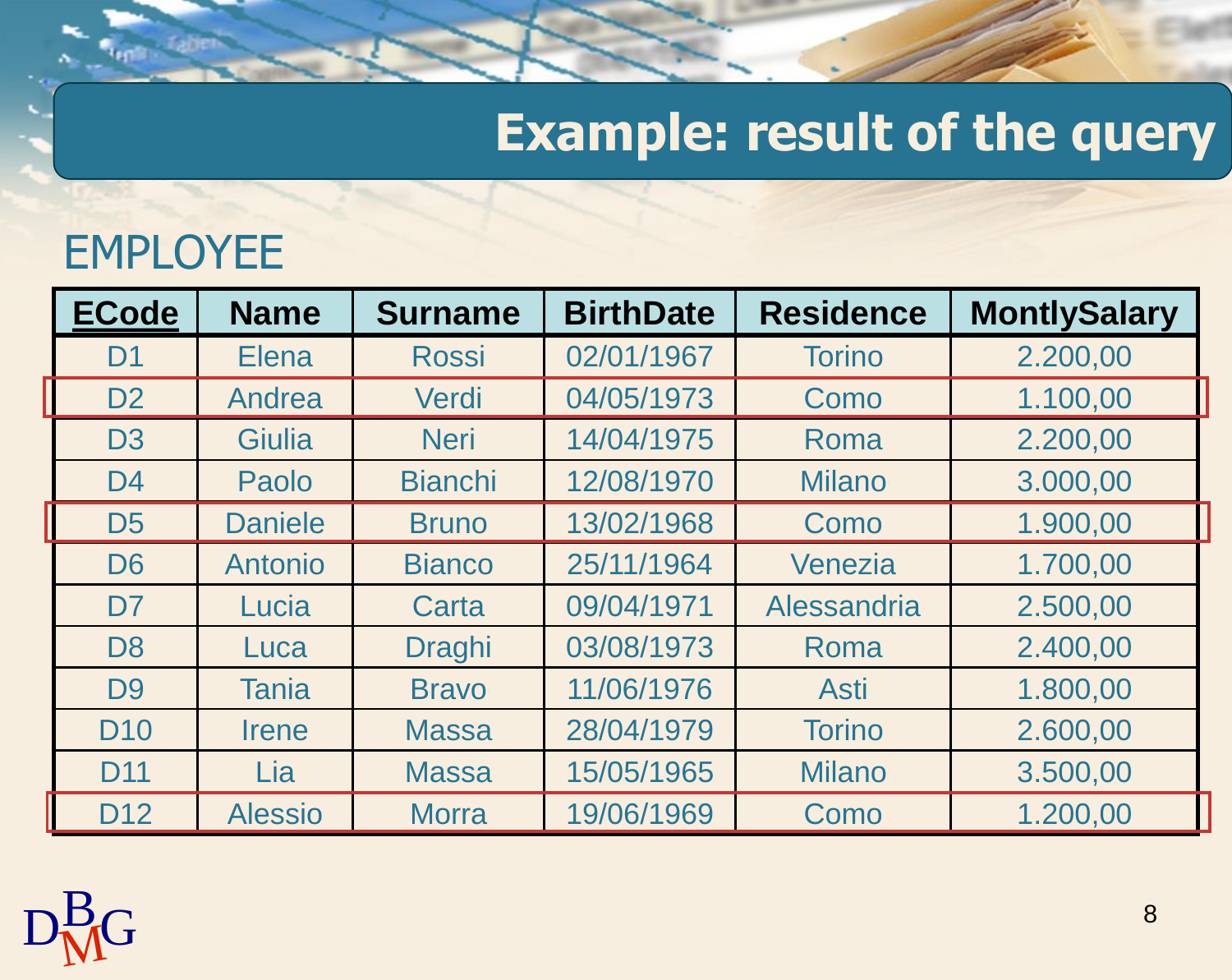# Example: result of the query

## EMPLOYEE

| **ECode** | Name | Surname | BirthDate | Residence | MontlySalary |
|---|---|---|---|---|---|
| D1 | Elena | Rossi | 02/01/1967 | Torino | 2.200,00 |
| D2 | Andrea | Verdi | 04/05/1973 | Como | 1.100,00 |
| D3 | Giulia | Neri | 14/04/1975 | Roma | 2.200,00 |
| D4 | Paolo | Bianchi | 12/08/1970 | Milano | 3.000,00 |
| D5 | Daniele | Bruno | 13/02/1968 | Como | 1.900,00 |
| D6 | Antonio | Bianco | 25/11/1964 | Venezia | 1.700,00 |
| D7 | Lucia | Carta | 09/04/1971 | Alessandria | 2.500,00 |
| D8 | Luca | Draghi | 03/08/1973 | Roma | 2.400,00 |
| D9 | Tania | Bravo | 11/06/1976 | Asti | 1.800,00 |
| D10 | Irene | Massa | 28/04/1979 | Torino | 2.600,00 |
| D11 | Lia | Massa | 15/05/1965 | Milano | 3.500,00 |
| D12 | Alessio | Morra | 19/06/1969 | Como | 1.200,00 |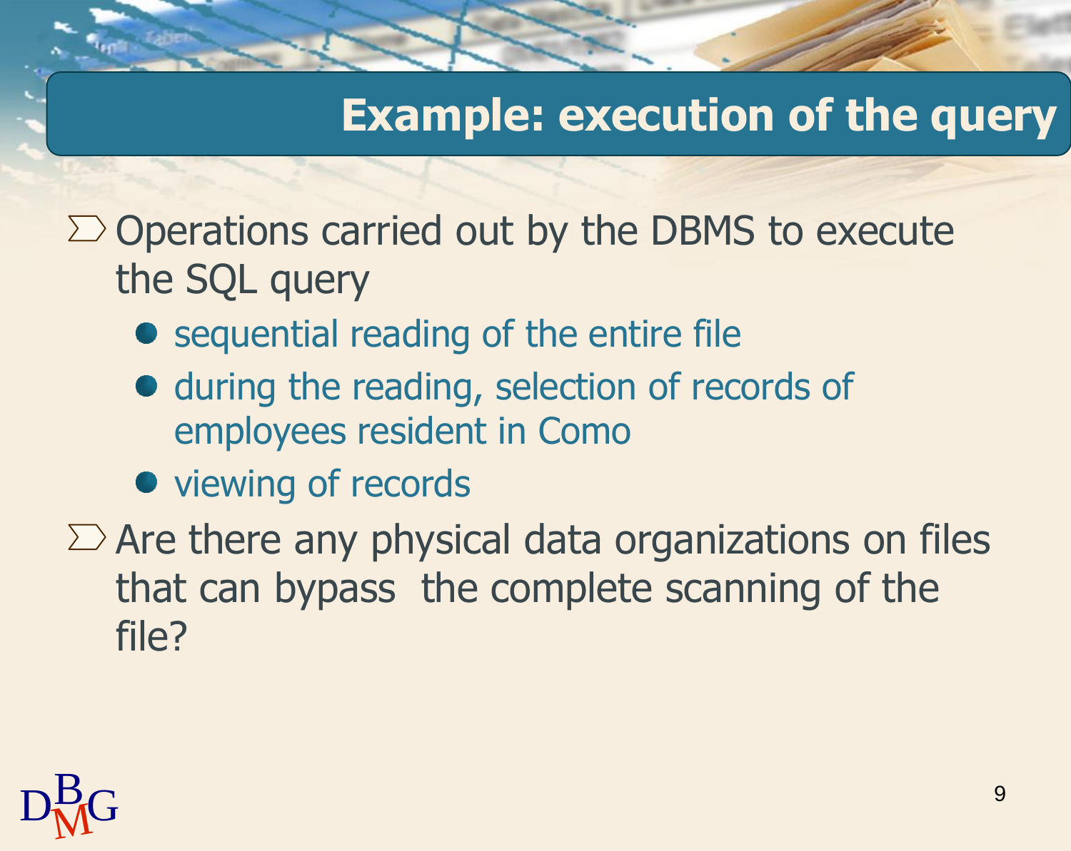## Example: execution of the query

- Operations carried out by the DBMS to execute the SQL query
  - sequential reading of the entire file
  - during the reading, selection of records of employees resident in Como
  - viewing of records
- Are there any physical data organizations on files that can bypass the complete scanning of the file?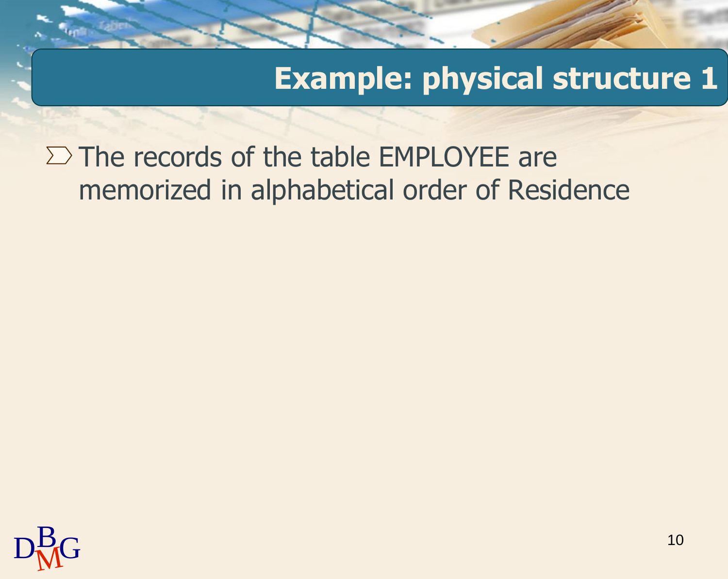# Example: physical structure 1

- The records of the table EMPLOYEE are memorized in alphabetical order of Residence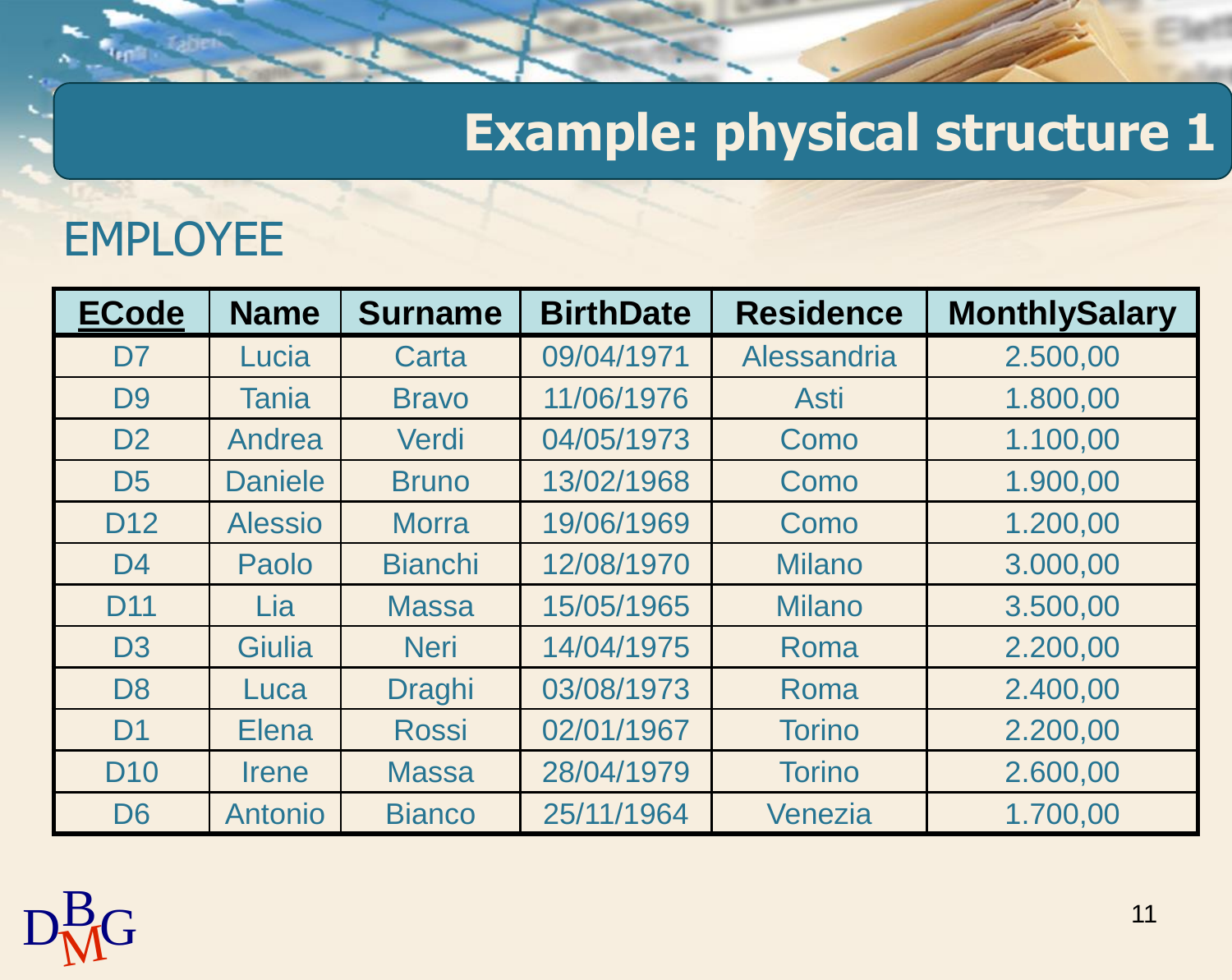# Example: physical structure 1

## EMPLOYEE

| **<u>ECode</u>** | **Name** | **Surname** | **BirthDate** | **Residence** | **MonthlySalary** |
|---|---|---|---|---|---|
| D7 | Lucia | Carta | 09/04/1971 | Alessandria | 2.500,00 |
| D9 | Tania | Bravo | 11/06/1976 | Asti | 1.800,00 |
| D2 | Andrea | Verdi | 04/05/1973 | Como | 1.100,00 |
| D5 | Daniele | Bruno | 13/02/1968 | Como | 1.900,00 |
| D12 | Alessio | Morra | 19/06/1969 | Como | 1.200,00 |
| D4 | Paolo | Bianchi | 12/08/1970 | Milano | 3.000,00 |
| D11 | Lia | Massa | 15/05/1965 | Milano | 3.500,00 |
| D3 | Giulia | Neri | 14/04/1975 | Roma | 2.200,00 |
| D8 | Luca | Draghi | 03/08/1973 | Roma | 2.400,00 |
| D1 | Elena | Rossi | 02/01/1967 | Torino | 2.200,00 |
| D10 | Irene | Massa | 28/04/1979 | Torino | 2.600,00 |
| D6 | Antonio | Bianco | 25/11/1964 | Venezia | 1.700,00 |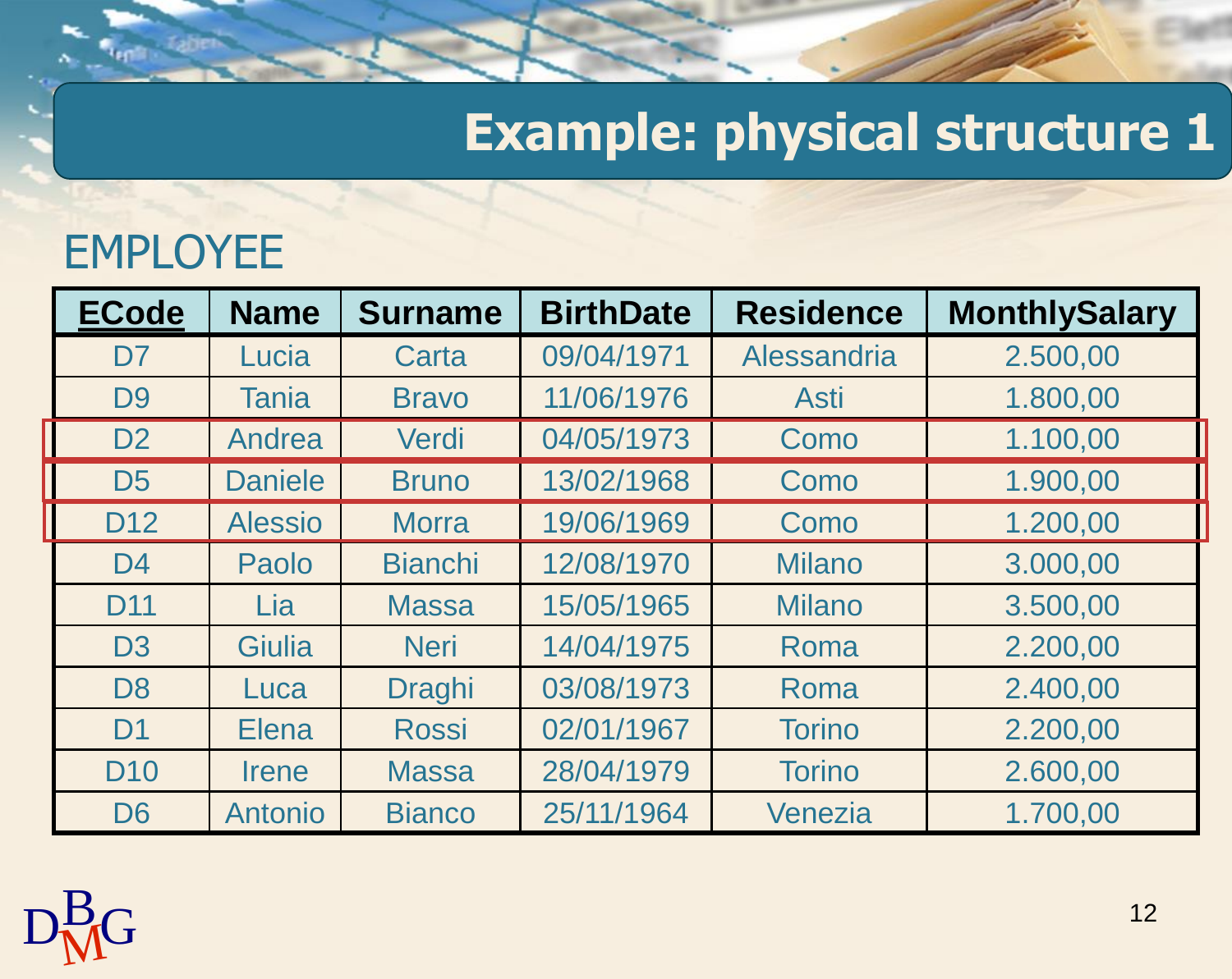# Example: physical structure 1

## EMPLOYEE

| **ECode** | Name | Surname | BirthDate | Residence | MonthlySalary |
|---|---|---|---|---|---|
| D7 | Lucia | Carta | 09/04/1971 | Alessandria | 2.500,00 |
| D9 | Tania | Bravo | 11/06/1976 | Asti | 1.800,00 |
| D2 | Andrea | Verdi | 04/05/1973 | Como | 1.100,00 |
| D5 | Daniele | Bruno | 13/02/1968 | Como | 1.900,00 |
| D12 | Alessio | Morra | 19/06/1969 | Como | 1.200,00 |
| D4 | Paolo | Bianchi | 12/08/1970 | Milano | 3.000,00 |
| D11 | Lia | Massa | 15/05/1965 | Milano | 3.500,00 |
| D3 | Giulia | Neri | 14/04/1975 | Roma | 2.200,00 |
| D8 | Luca | Draghi | 03/08/1973 | Roma | 2.400,00 |
| D1 | Elena | Rossi | 02/01/1967 | Torino | 2.200,00 |
| D10 | Irene | Massa | 28/04/1979 | Torino | 2.600,00 |
| D6 | Antonio | Bianco | 25/11/1964 | Venezia | 1.700,00 |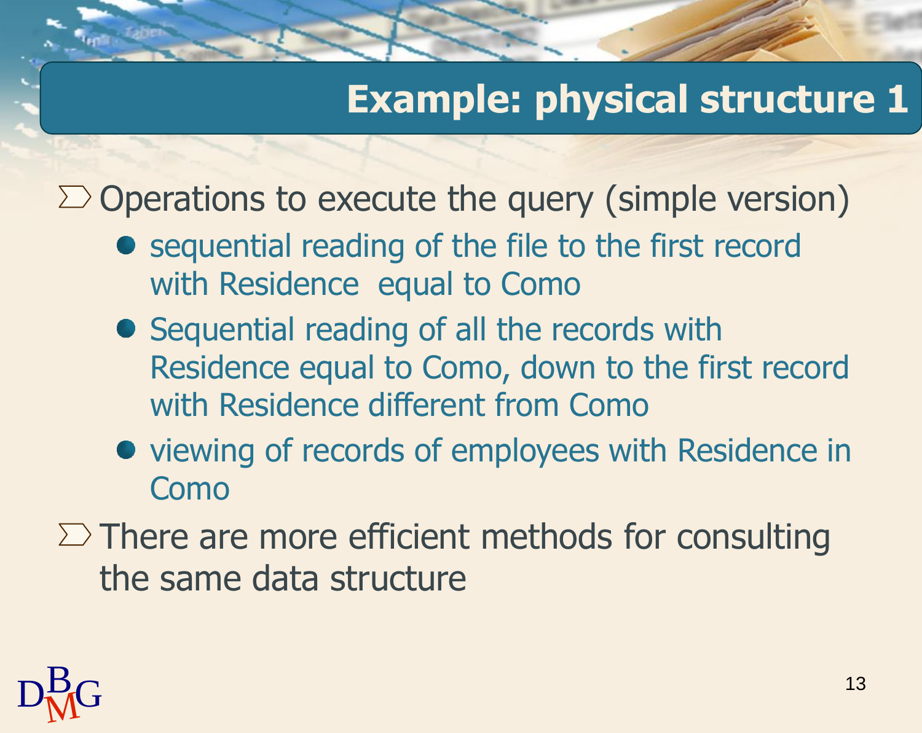# Example: physical structure 1

- Operations to execute the query (simple version)
  - sequential reading of the file to the first record with Residence  equal to Como
  - Sequential reading of all the records with Residence equal to Como, down to the first record with Residence different from Como
  - viewing of records of employees with Residence in Como
- There are more efficient methods for consulting the same data structure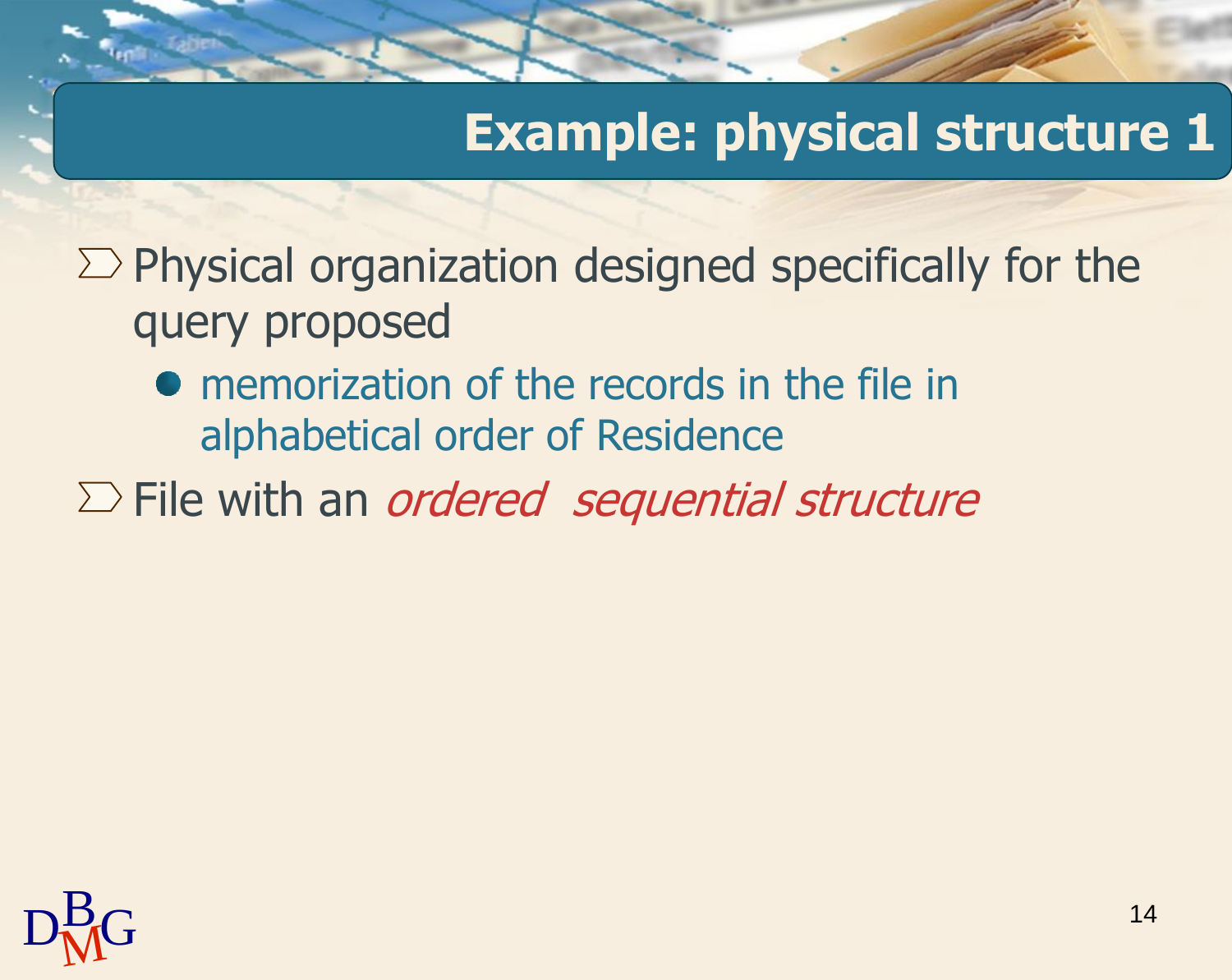# Example: physical structure 1

- Physical organization designed specifically for the query proposed
  - memorization of the records in the file in alphabetical order of Residence
- File with an *ordered sequential structure*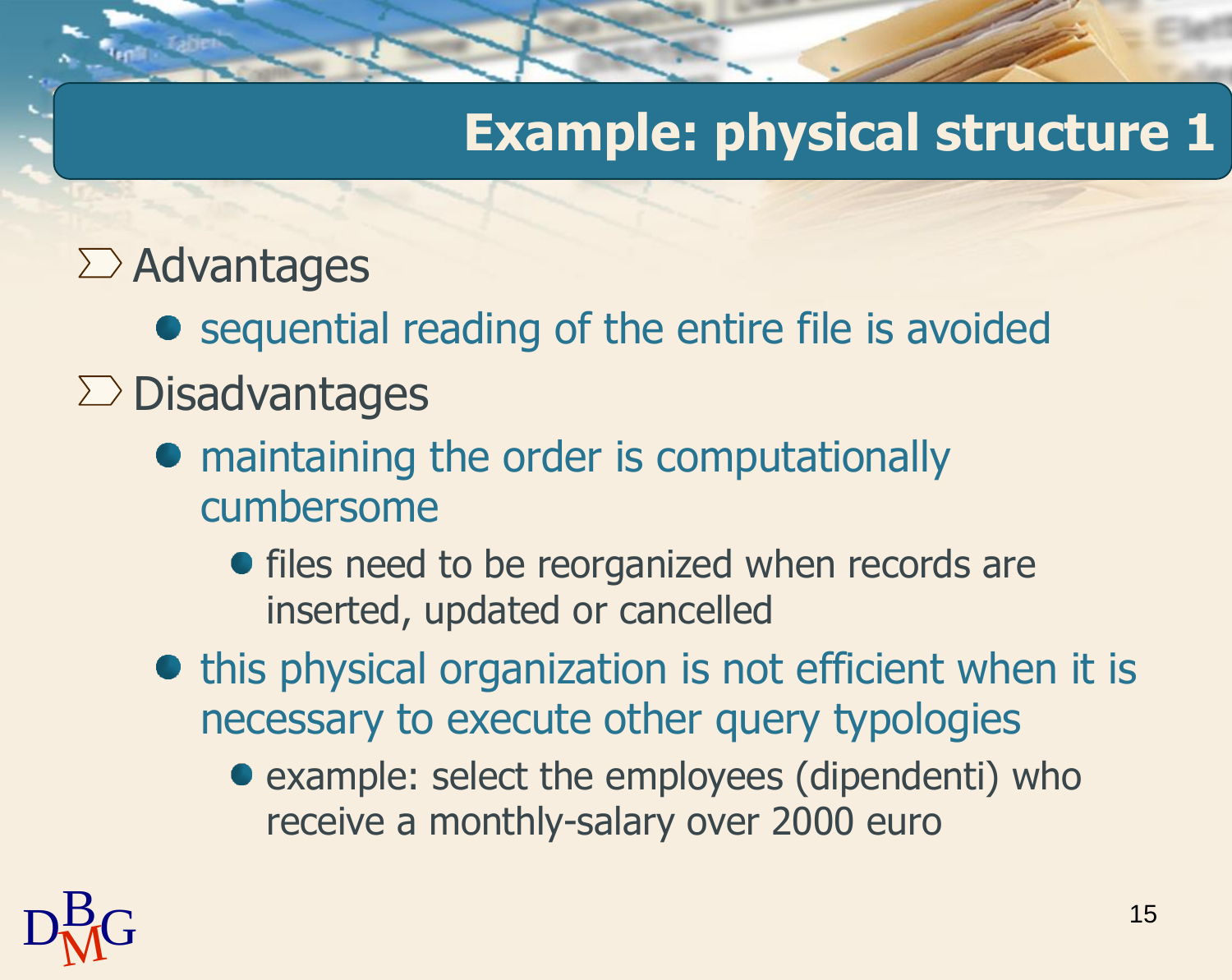# Example: physical structure 1

- Advantages
  - sequential reading of the entire file is avoided
- Disadvantages
  - maintaining the order is computationally cumbersome
    - files need to be reorganized when records are inserted, updated or cancelled
  - this physical organization is not efficient when it is necessary to execute other query typologies
    - example: select the employees (dipendenti) who receive a monthly-salary over 2000 euro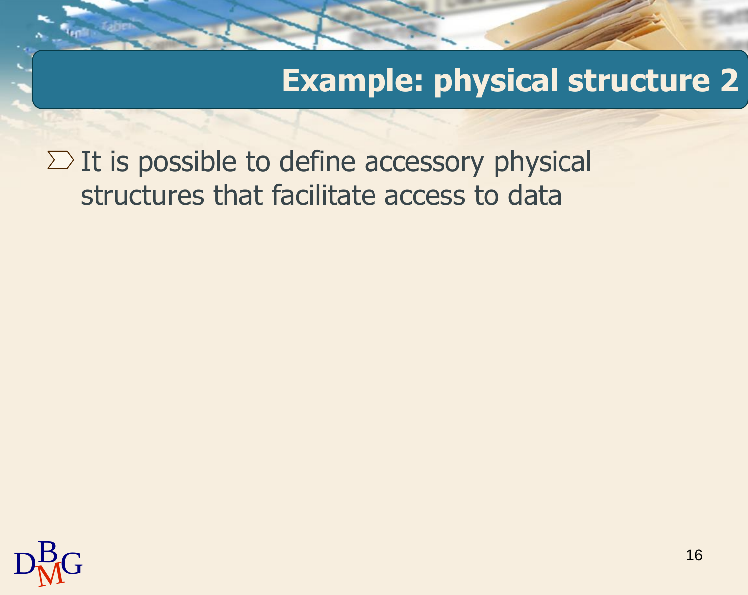# Example: physical structure 2

- It is possible to define accessory physical structures that facilitate access to data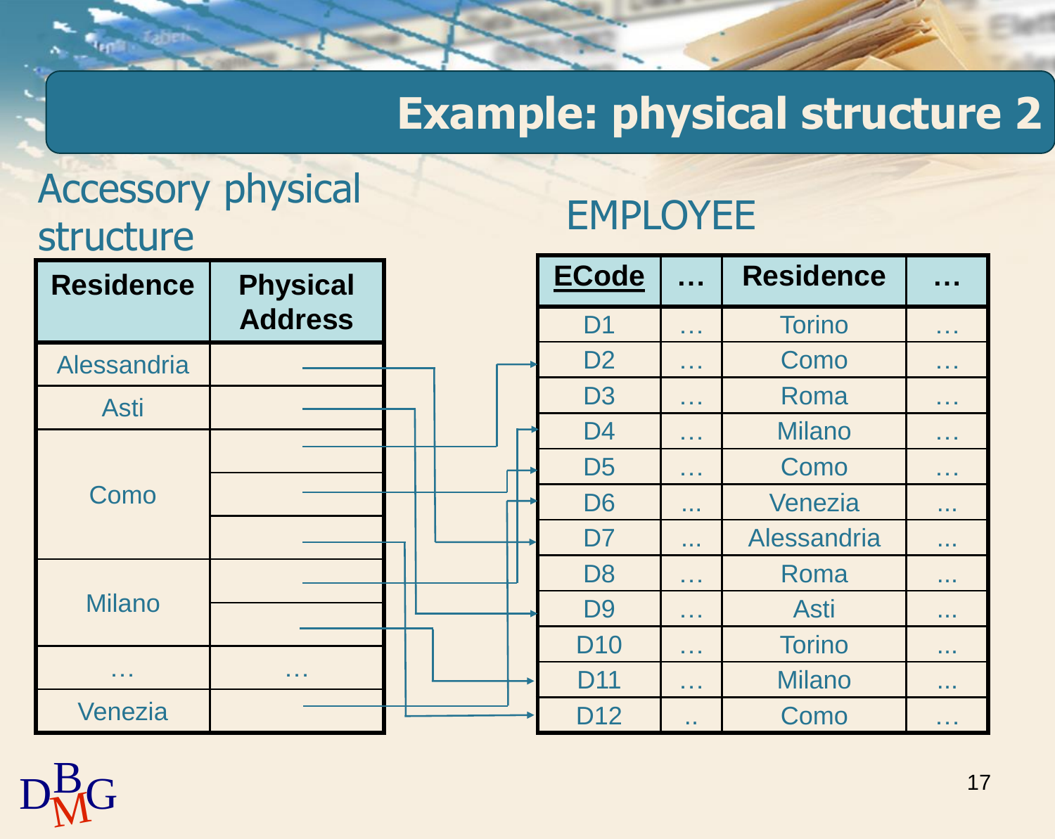# Example: physical structure 2

## Accessory physical structure

| Residence | Physical Address |
|---|---|
| Alessandria | |
| Asti | |
| Como | |
| | |
| | |
| Milano | |
| | |
| … | … |
| Venezia | |

## EMPLOYEE

| ECode | … | Residence | … |
|---|---|---|---|
| D1 | … | Torino | … |
| D2 | … | Como | … |
| D3 | … | Roma | … |
| D4 | … | Milano | … |
| D5 | … | Como | … |
| D6 | ... | Venezia | ... |
| D7 | ... | Alessandria | ... |
| D8 | … | Roma | ... |
| D9 | … | Asti | ... |
| D10 | … | Torino | ... |
| D11 | … | Milano | ... |
| D12 | .. | Como | … |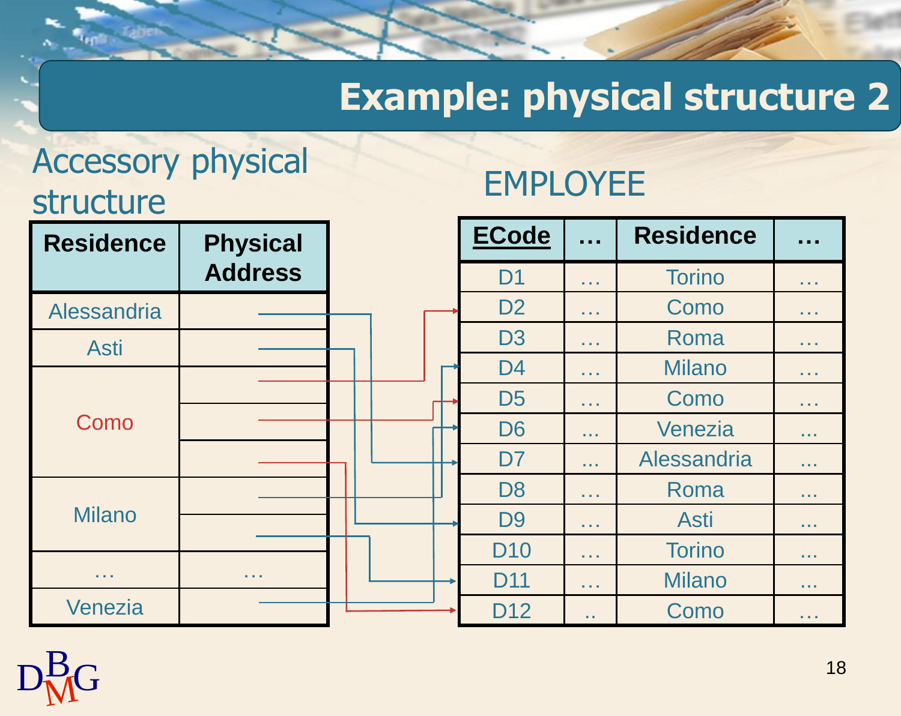# Example: physical structure 2

## Accessory physical structure

| Residence | Physical Address |
|---|---|
| Alessandria | |
| Asti | |
| Como | |
| | |
| | |
| Milano | |
| | |
| … | … |
| Venezia | |

## EMPLOYEE

| ECode | … | Residence | … |
|---|---|---|---|
| D1 | … | Torino | … |
| D2 | … | Como | … |
| D3 | … | Roma | … |
| D4 | … | Milano | … |
| D5 | … | Como | … |
| D6 | ... | Venezia | ... |
| D7 | ... | Alessandria | ... |
| D8 | … | Roma | ... |
| D9 | … | Asti | ... |
| D10 | … | Torino | ... |
| D11 | … | Milano | ... |
| D12 | .. | Como | … |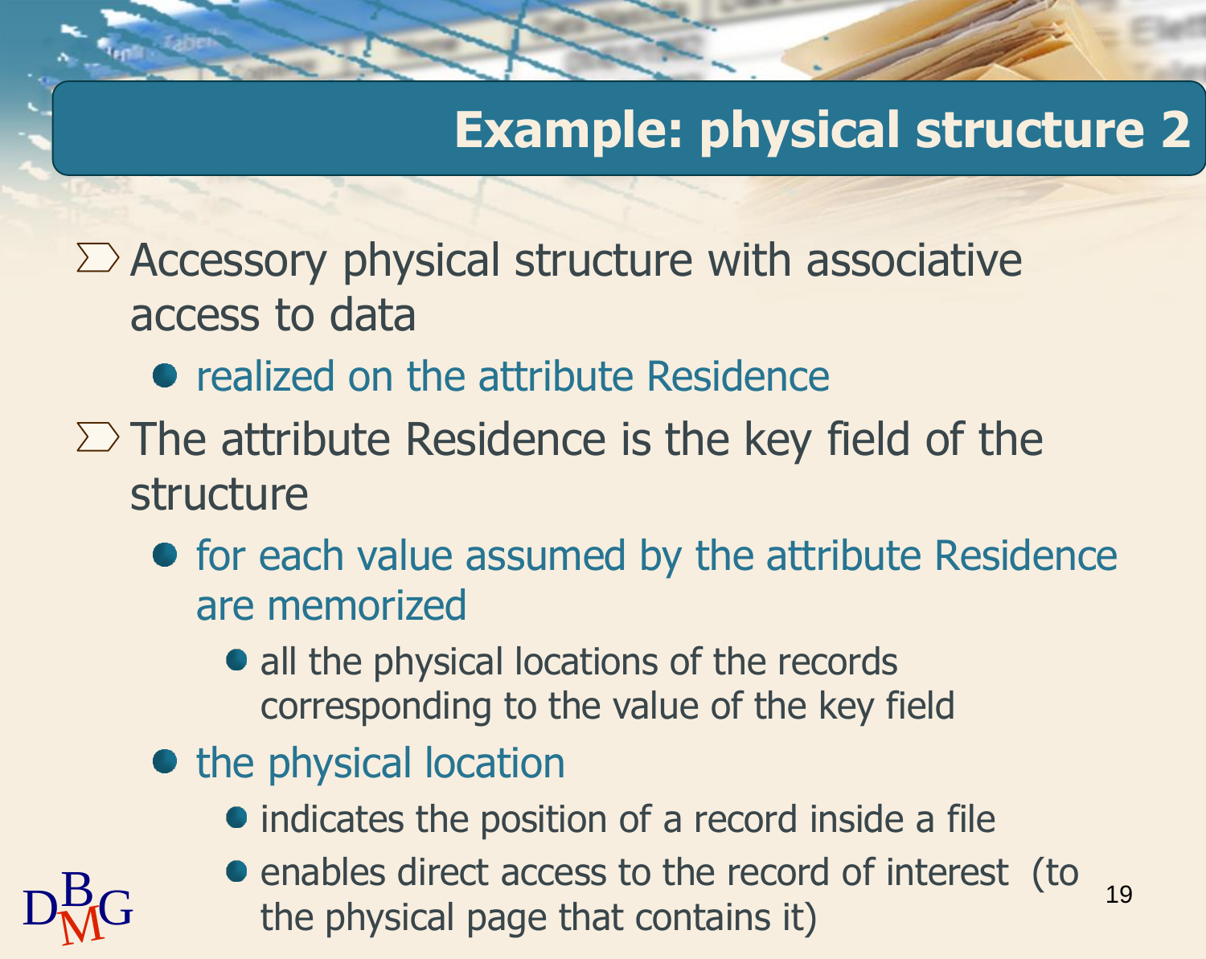# Example: physical structure 2

- Accessory physical structure with associative access to data
  - realized on the attribute Residence
- The attribute Residence is the key field of the structure
  - for each value assumed by the attribute Residence are memorized
    - all the physical locations of the records corresponding to the value of the key field
  - the physical location
    - indicates the position of a record inside a file
    - enables direct access to the record of interest (to the physical page that contains it)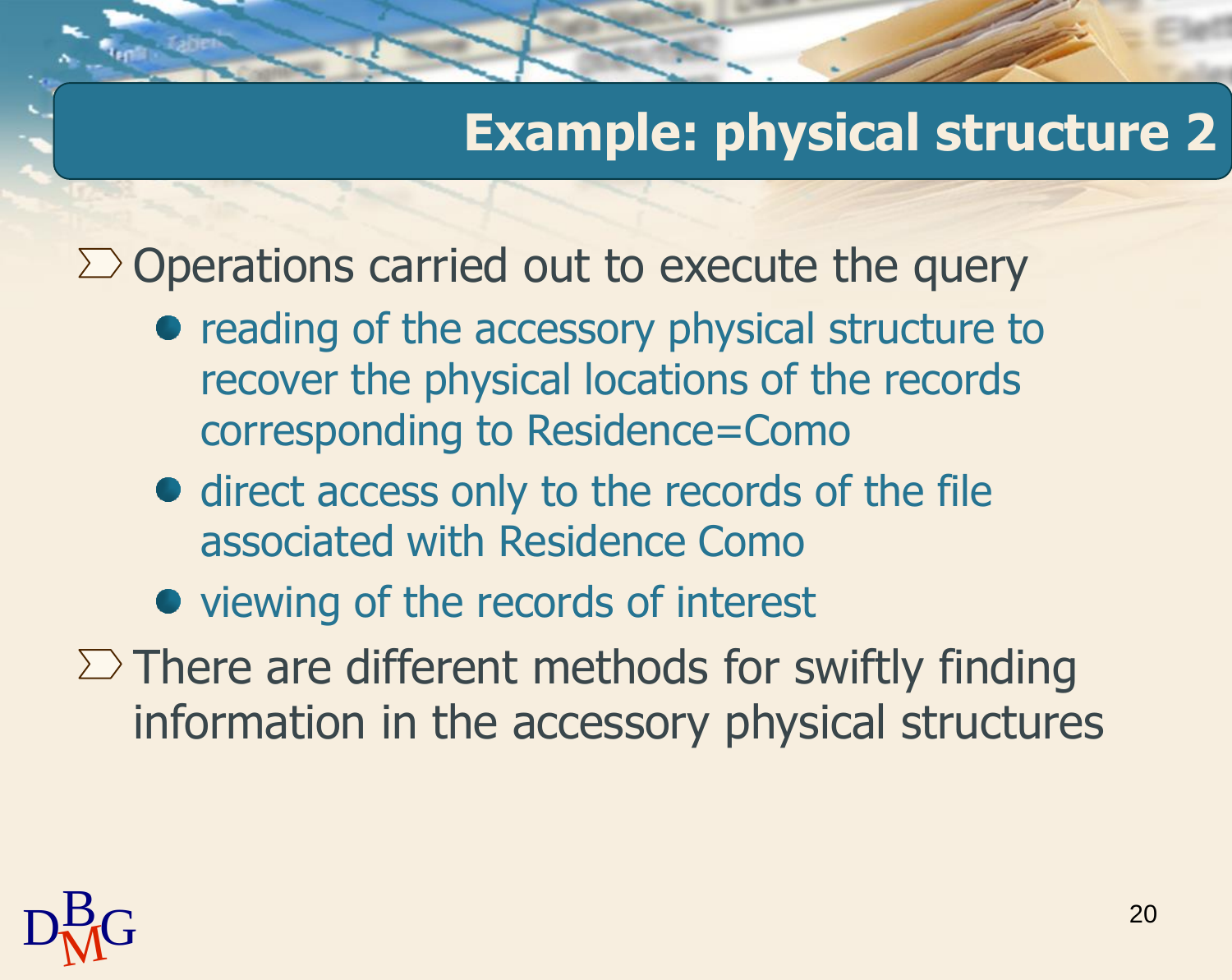# Example: physical structure 2

- Operations carried out to execute the query
  - reading of the accessory physical structure to recover the physical locations of the records corresponding to Residence=Como
  - direct access only to the records of the file associated with Residence Como
  - viewing of the records of interest
- There are different methods for swiftly finding information in the accessory physical structures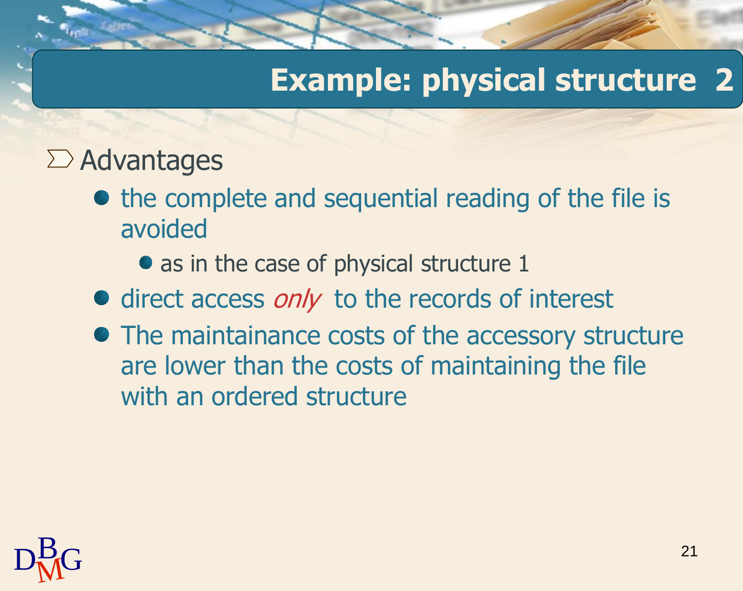# Example: physical structure 2

- Advantages
  - the complete and sequential reading of the file is avoided
    - as in the case of physical structure 1
  - direct access *only* to the records of interest
  - The maintainance costs of the accessory structure are lower than the costs of maintaining the file with an ordered structure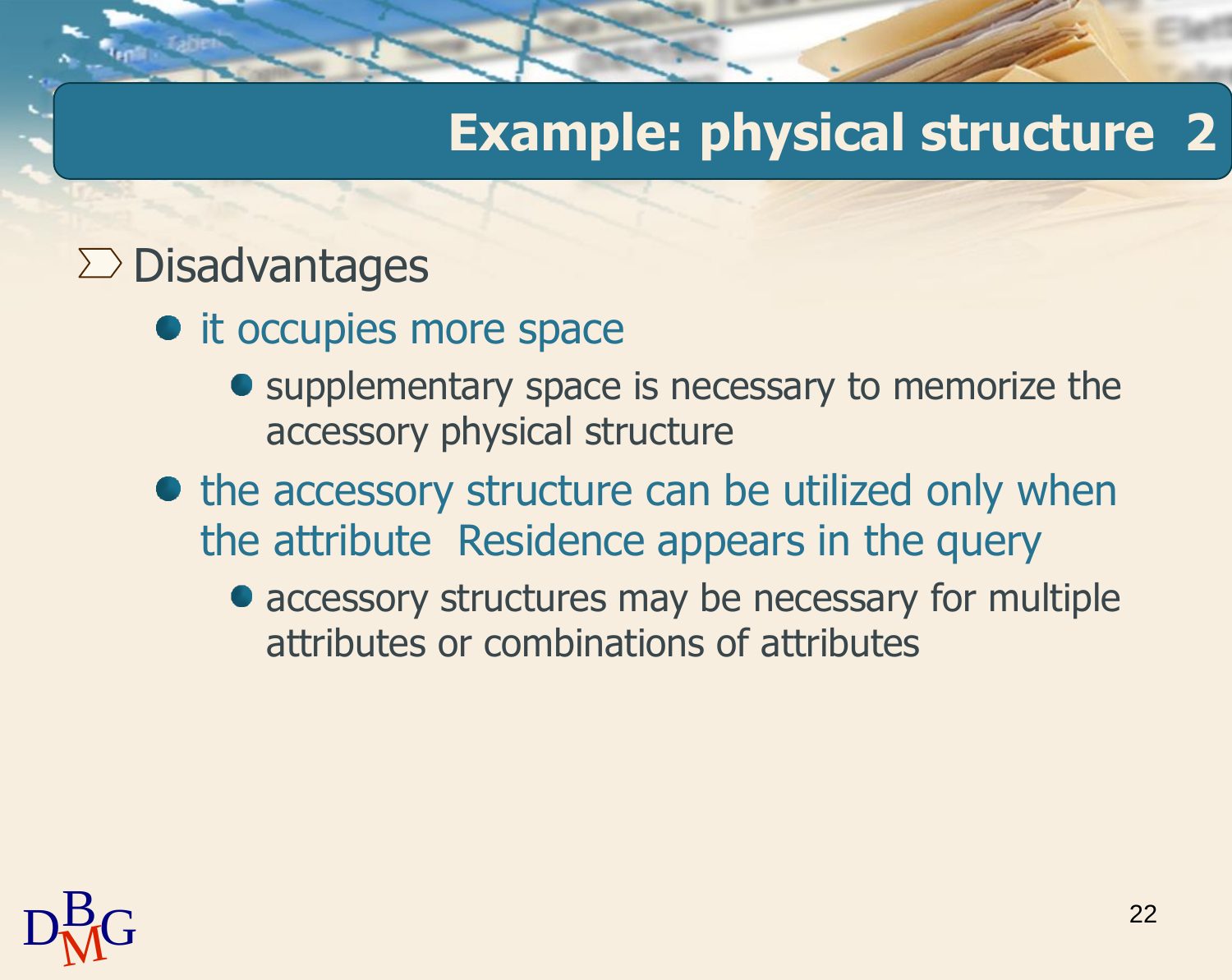# Example: physical structure 2

- Disadvantages
  - it occupies more space
    - supplementary space is necessary to memorize the accessory physical structure
  - the accessory structure can be utilized only when the attribute Residence appears in the query
    - accessory structures may be necessary for multiple attributes or combinations of attributes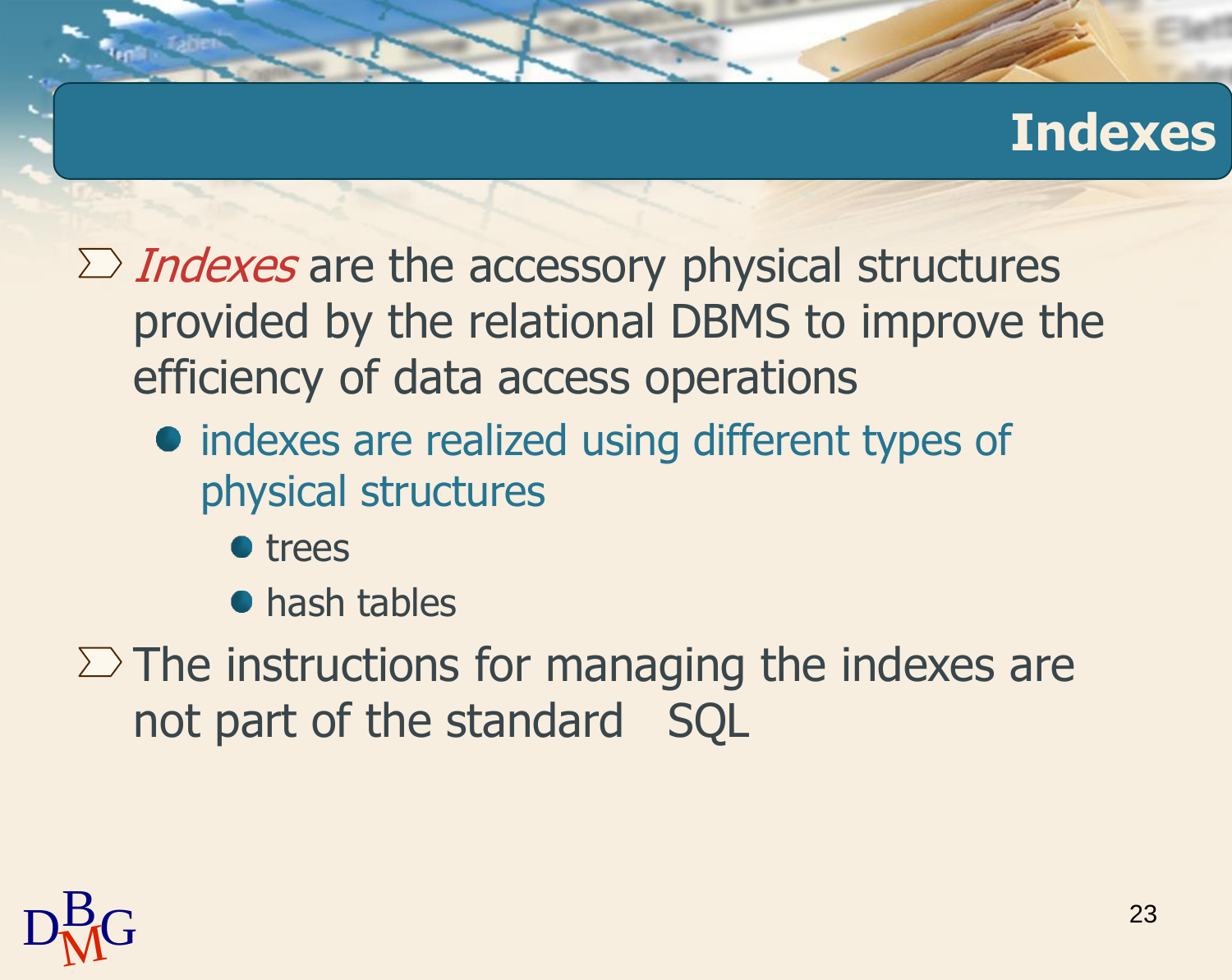# Indexes

- *Indexes* are the accessory physical structures provided by the relational DBMS to improve the efficiency of data access operations
  - indexes are realized using different types of physical structures
    - trees
    - hash tables
- The instructions for managing the indexes are not part of the standard SQL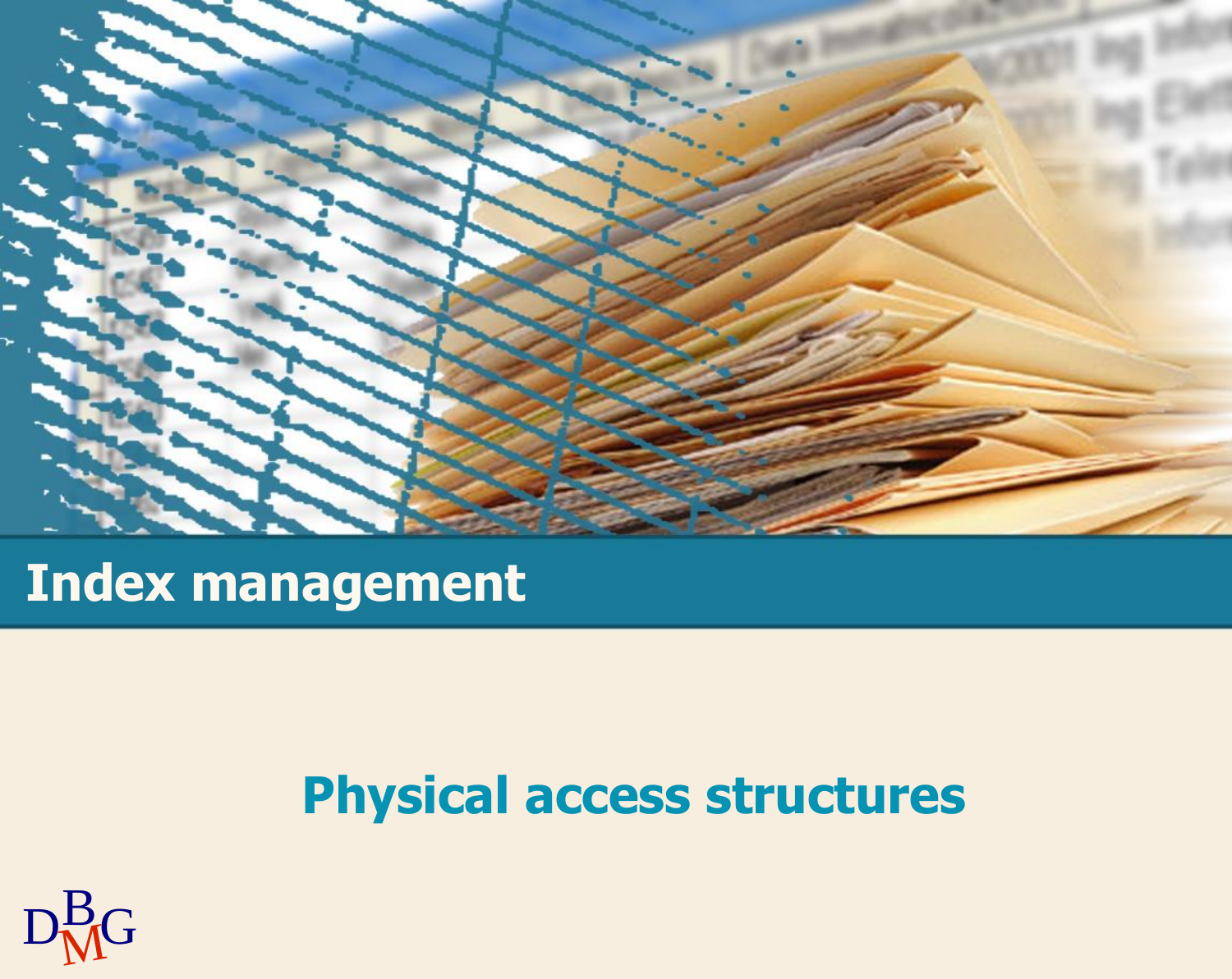# Index management

## Physical access structures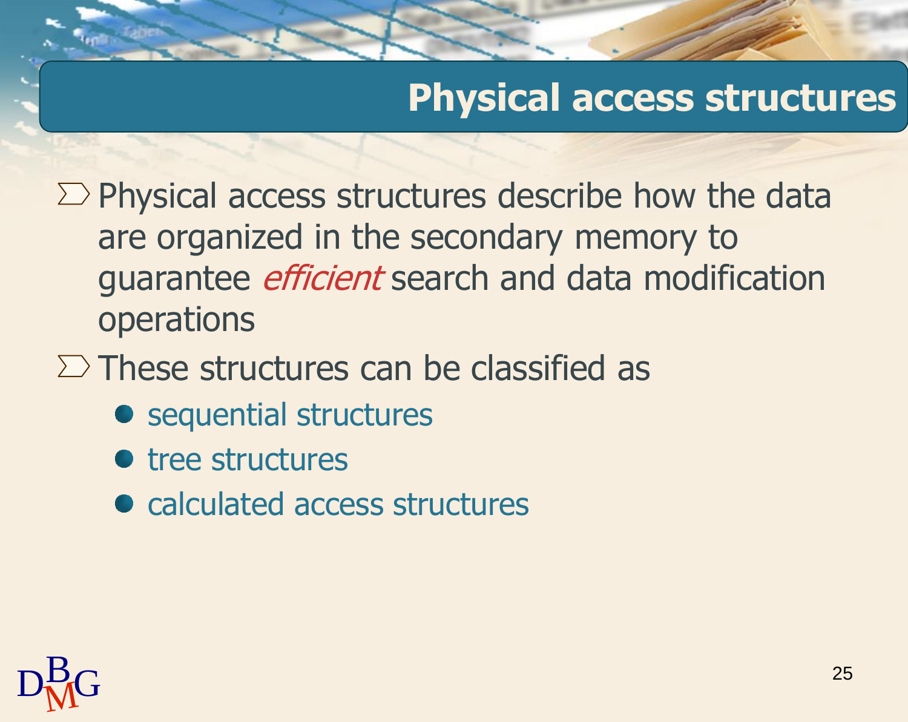# Physical access structures

- Physical access structures describe how the data are organized in the secondary memory to guarantee *efficient* search and data modification operations
- These structures can be classified as
  - sequential structures
  - tree structures
  - calculated access structures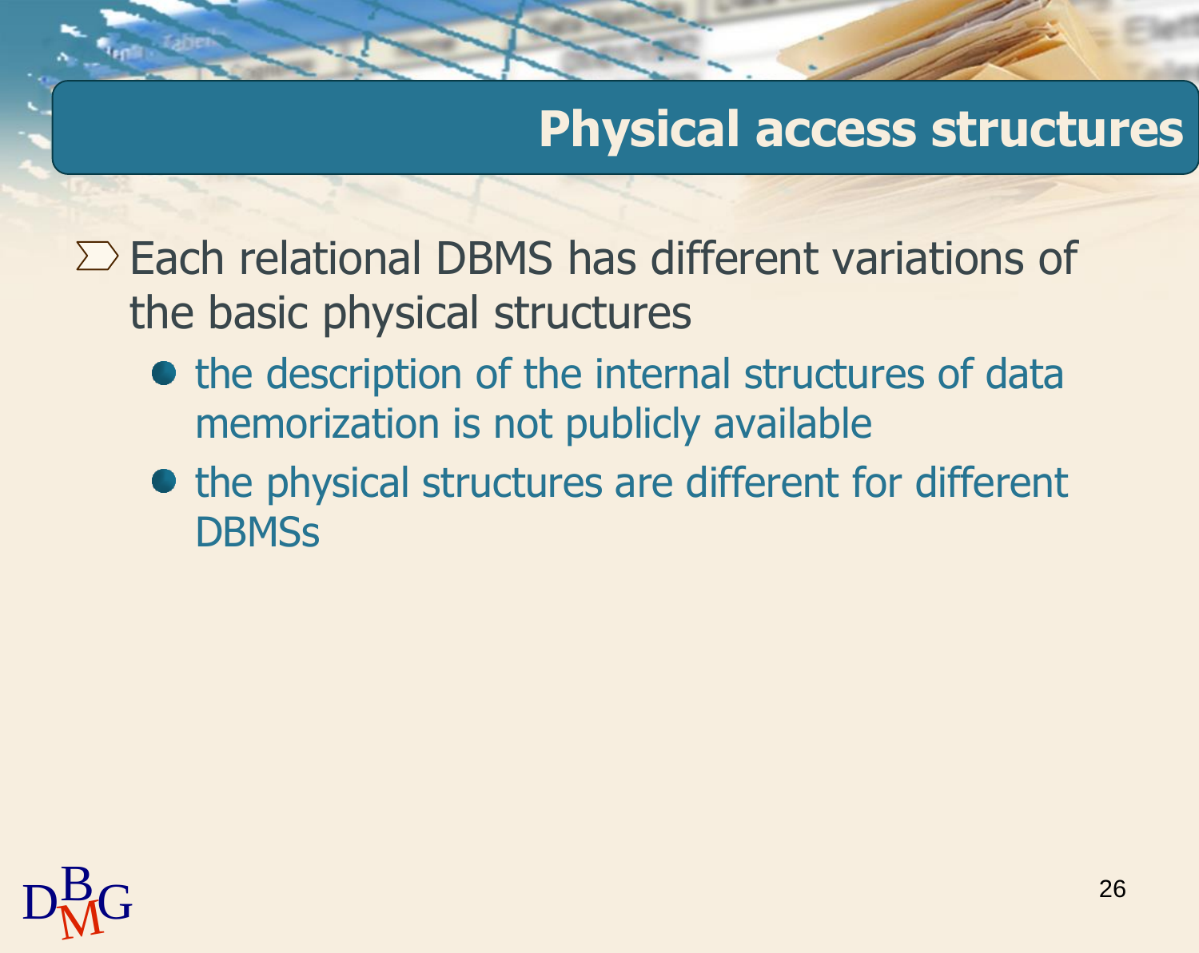## Physical access structures

- Each relational DBMS has different variations of the basic physical structures
  - the description of the internal structures of data memorization is not publicly available
  - the physical structures are different for different DBMSs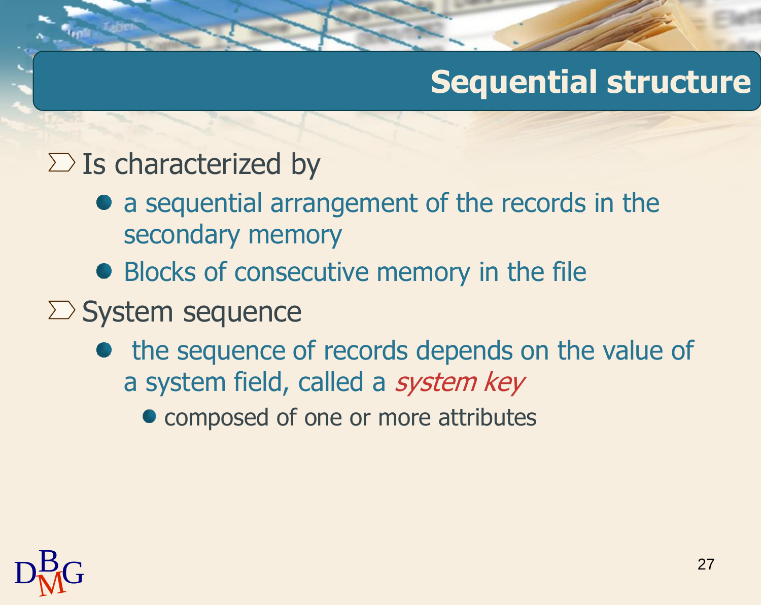# Sequential structure

- Is characterized by
  - a sequential arrangement of the records in the secondary memory
  - Blocks of consecutive memory in the file
- System sequence
  - the sequence of records depends on the value of a system field, called a *system key*
    - composed of one or more attributes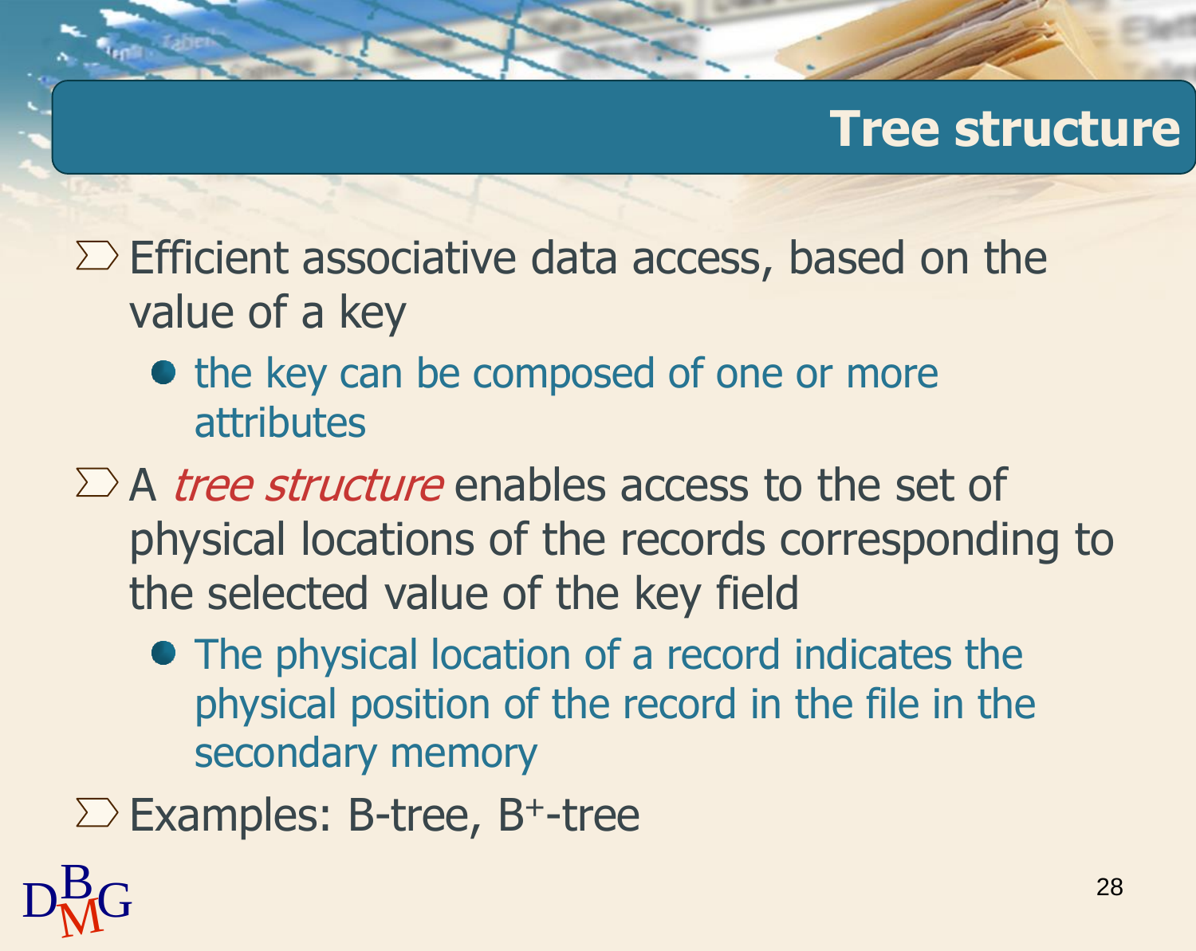# Tree structure

- Efficient associative data access, based on the value of a key
  - the key can be composed of one or more attributes
- A *tree structure* enables access to the set of physical locations of the records corresponding to the selected value of the key field
  - The physical location of a record indicates the physical position of the record in the file in the secondary memory
- Examples: B-tree, $B^+$-tree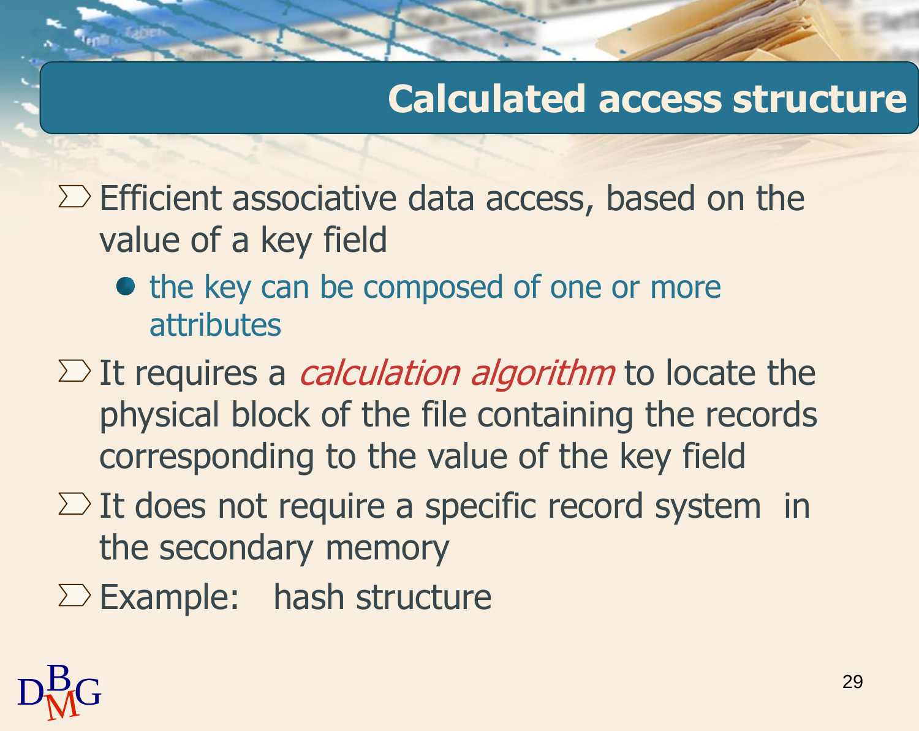# Calculated access structure

- Efficient associative data access, based on the value of a key field
  - the key can be composed of one or more attributes
- It requires a *calculation algorithm* to locate the physical block of the file containing the records corresponding to the value of the key field
- It does not require a specific record system in the secondary memory
- Example: hash structure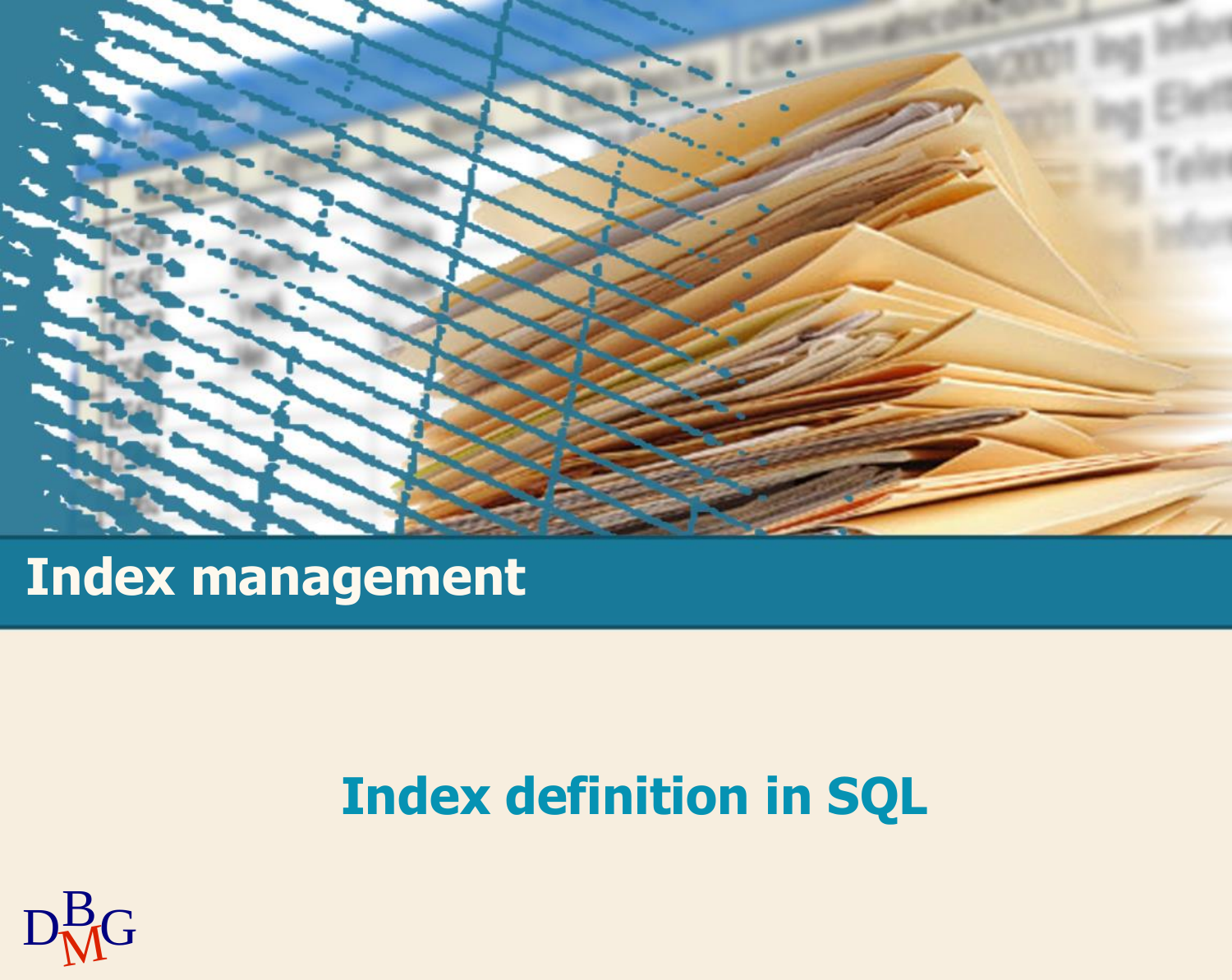# Index management

## Index definition in SQL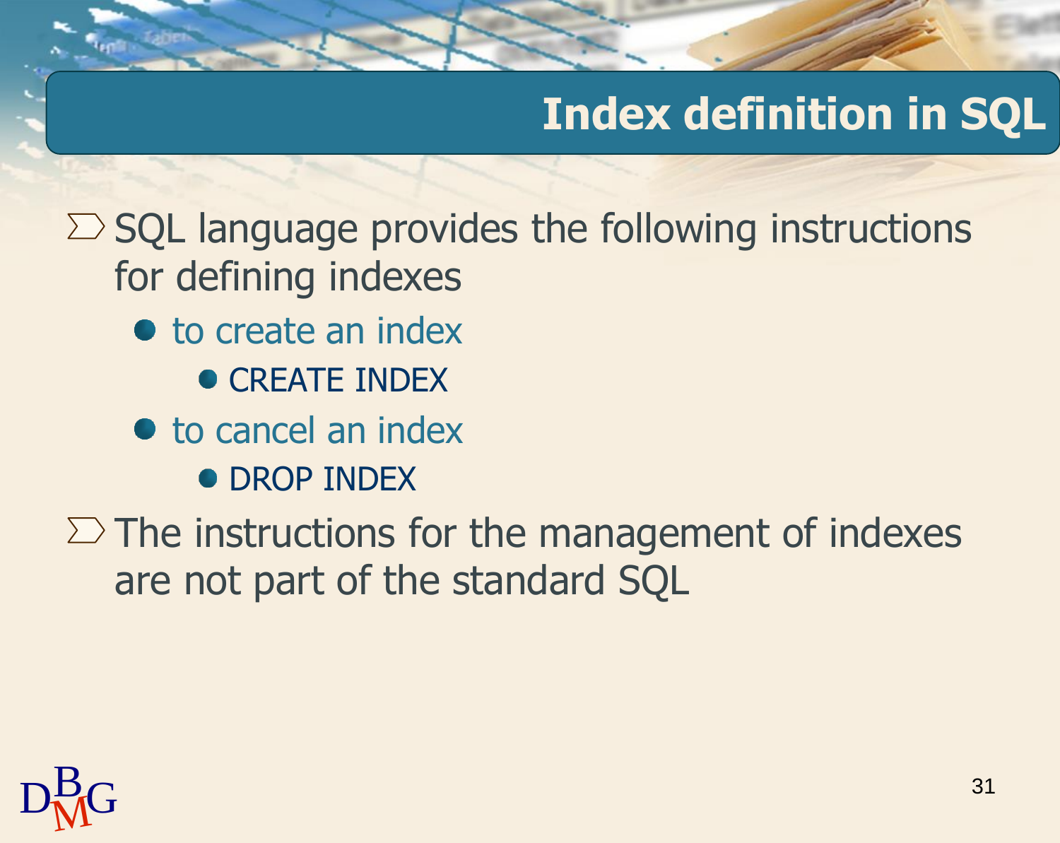# Index definition in SQL

- SQL language provides the following instructions for defining indexes
  - to create an index
    - CREATE INDEX
  - to cancel an index
    - DROP INDEX
- The instructions for the management of indexes are not part of the standard SQL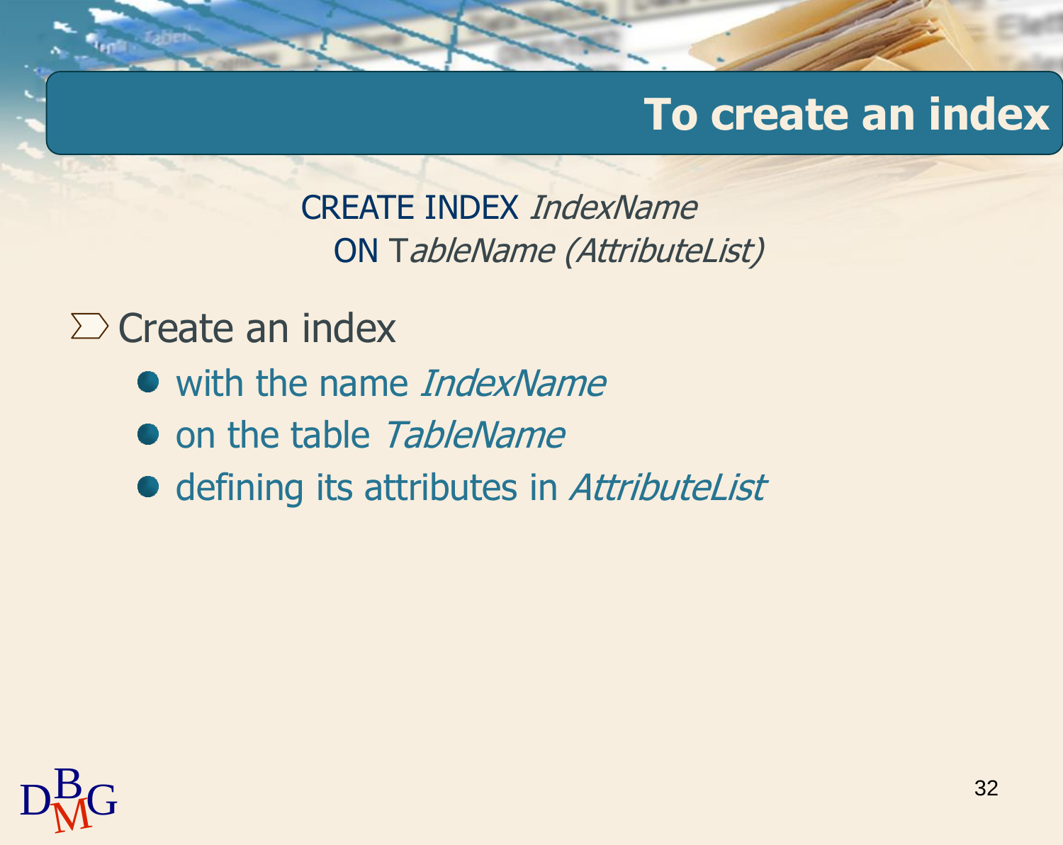## To create an index

```
CREATE INDEX IndexName
  ON TableName (AttributeList)
```

- Create an index
  - with the name *IndexName*
  - on the table *TableName*
  - defining its attributes in *AttributeList*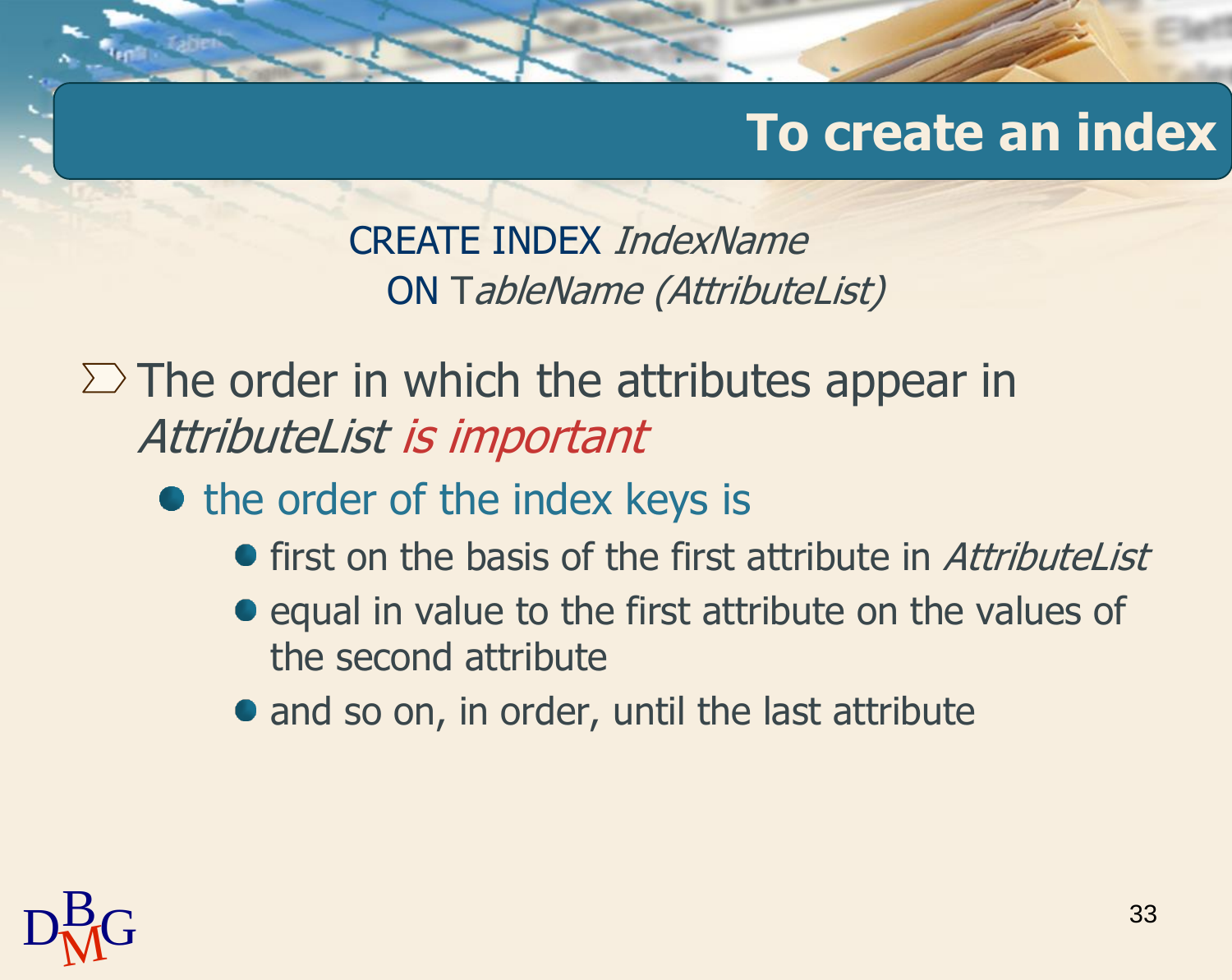# To create an index

```
CREATE INDEX IndexName
  ON TableName (AttributeList)
```

- The order in which the attributes appear in *AttributeList* *is important*
  - the order of the index keys is
    - first on the basis of the first attribute in *AttributeList*
    - equal in value to the first attribute on the values of the second attribute
    - and so on, in order, until the last attribute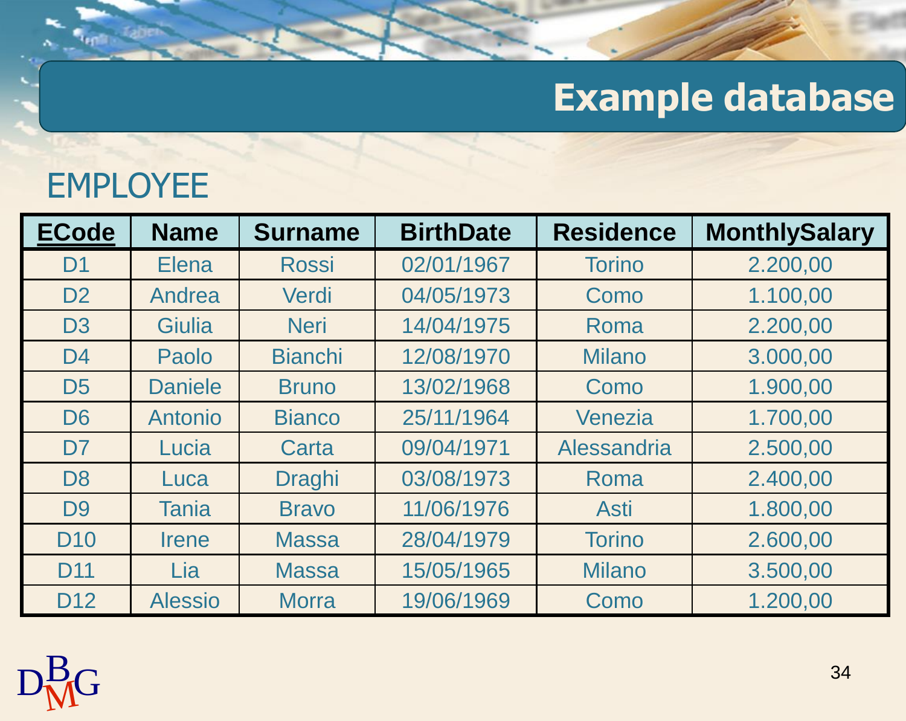# Example database

## EMPLOYEE

| **<u>ECode</u>** | **Name** | **Surname** | **BirthDate** | **Residence** | **MonthlySalary** |
|---|---|---|---|---|---|
| D1 | Elena | Rossi | 02/01/1967 | Torino | 2.200,00 |
| D2 | Andrea | Verdi | 04/05/1973 | Como | 1.100,00 |
| D3 | Giulia | Neri | 14/04/1975 | Roma | 2.200,00 |
| D4 | Paolo | Bianchi | 12/08/1970 | Milano | 3.000,00 |
| D5 | Daniele | Bruno | 13/02/1968 | Como | 1.900,00 |
| D6 | Antonio | Bianco | 25/11/1964 | Venezia | 1.700,00 |
| D7 | Lucia | Carta | 09/04/1971 | Alessandria | 2.500,00 |
| D8 | Luca | Draghi | 03/08/1973 | Roma | 2.400,00 |
| D9 | Tania | Bravo | 11/06/1976 | Asti | 1.800,00 |
| D10 | Irene | Massa | 28/04/1979 | Torino | 2.600,00 |
| D11 | Lia | Massa | 15/05/1965 | Milano | 3.500,00 |
| D12 | Alessio | Morra | 19/06/1969 | Como | 1.200,00 |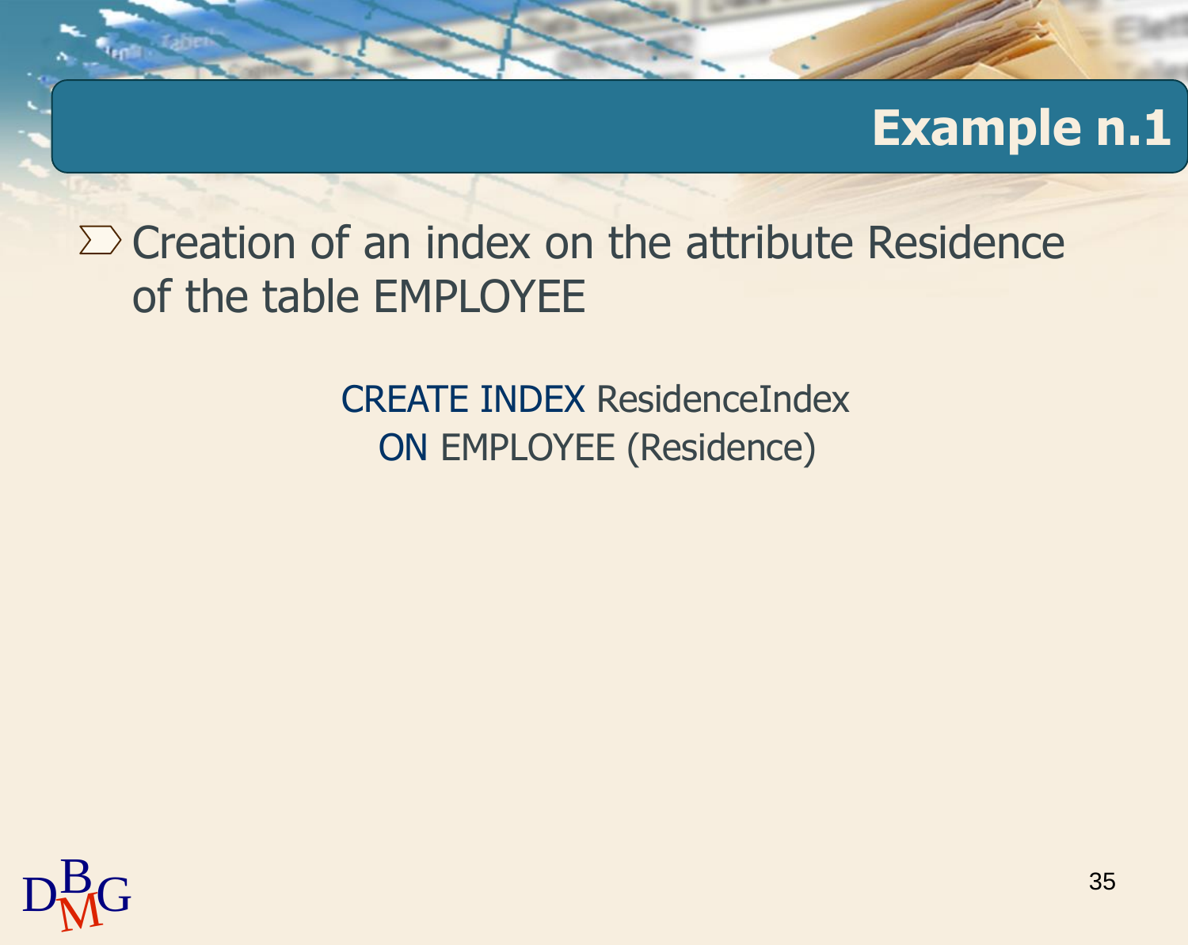# Example n.1

- Creation of an index on the attribute Residence of the table EMPLOYEE

```
CREATE INDEX ResidenceIndex
ON EMPLOYEE (Residence)
```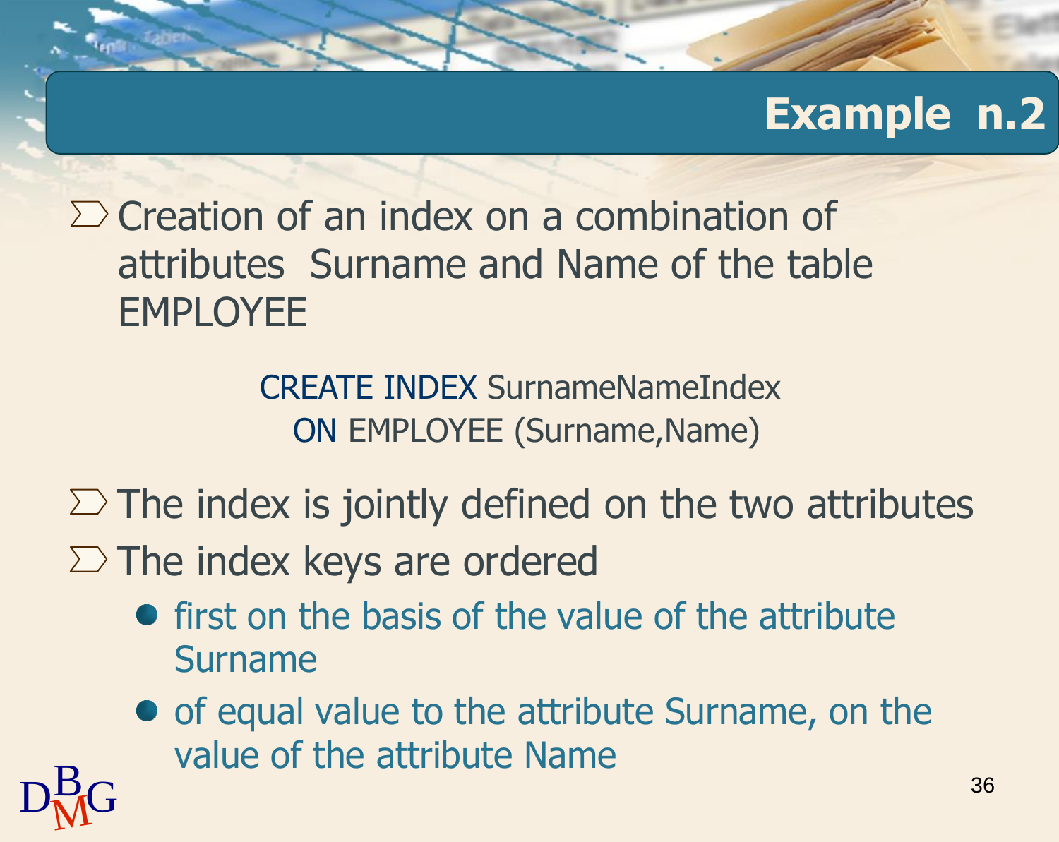## Example n.2

- Creation of an index on a combination of attributes Surname and Name of the table EMPLOYEE

```
CREATE INDEX SurnameNameIndex
  ON EMPLOYEE (Surname,Name)
```

- The index is jointly defined on the two attributes
- The index keys are ordered
  - first on the basis of the value of the attribute Surname
  - of equal value to the attribute Surname, on the value of the attribute Name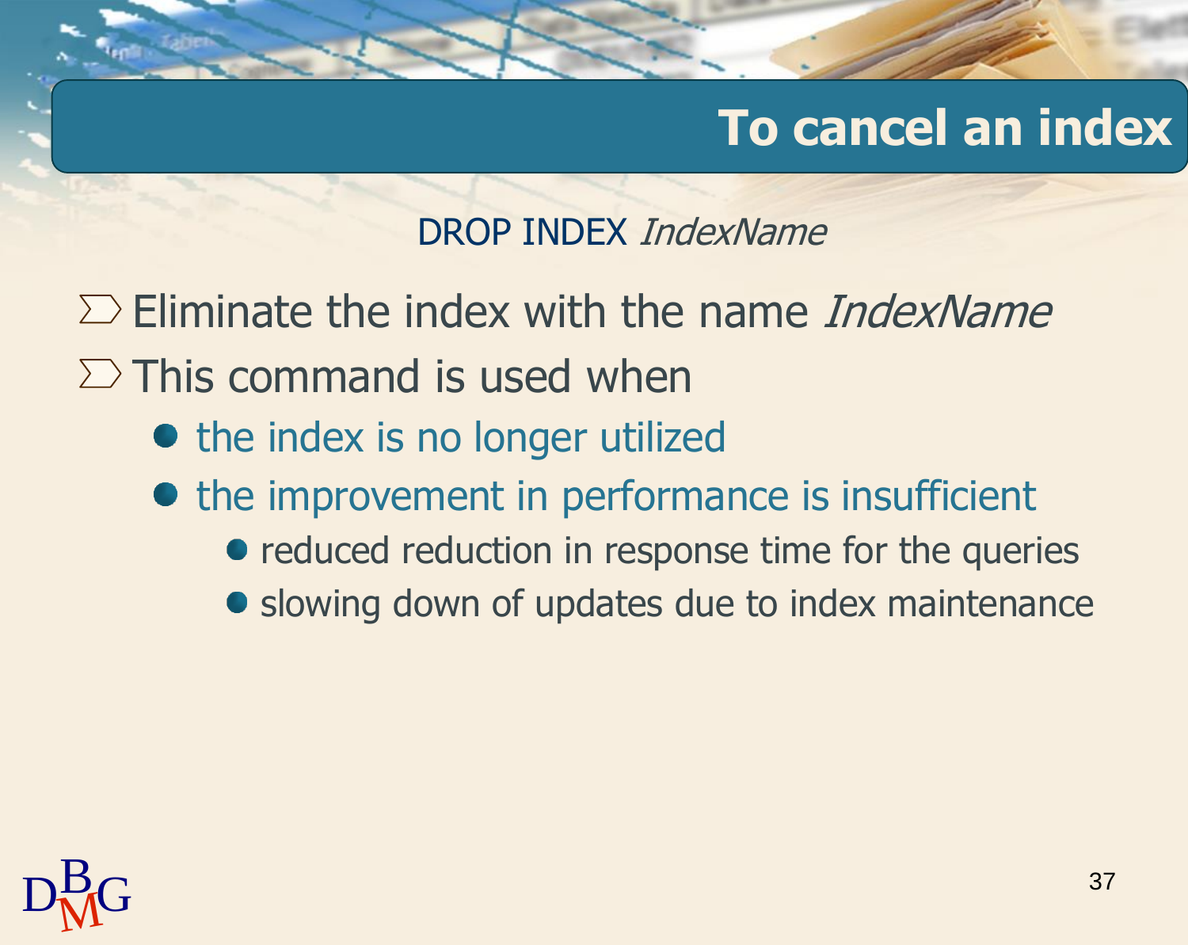# To cancel an index

DROP INDEX *IndexName*

- Eliminate the index with the name *IndexName*
- This command is used when
  - the index is no longer utilized
  - the improvement in performance is insufficient
    - reduced reduction in response time for the queries
    - slowing down of updates due to index maintenance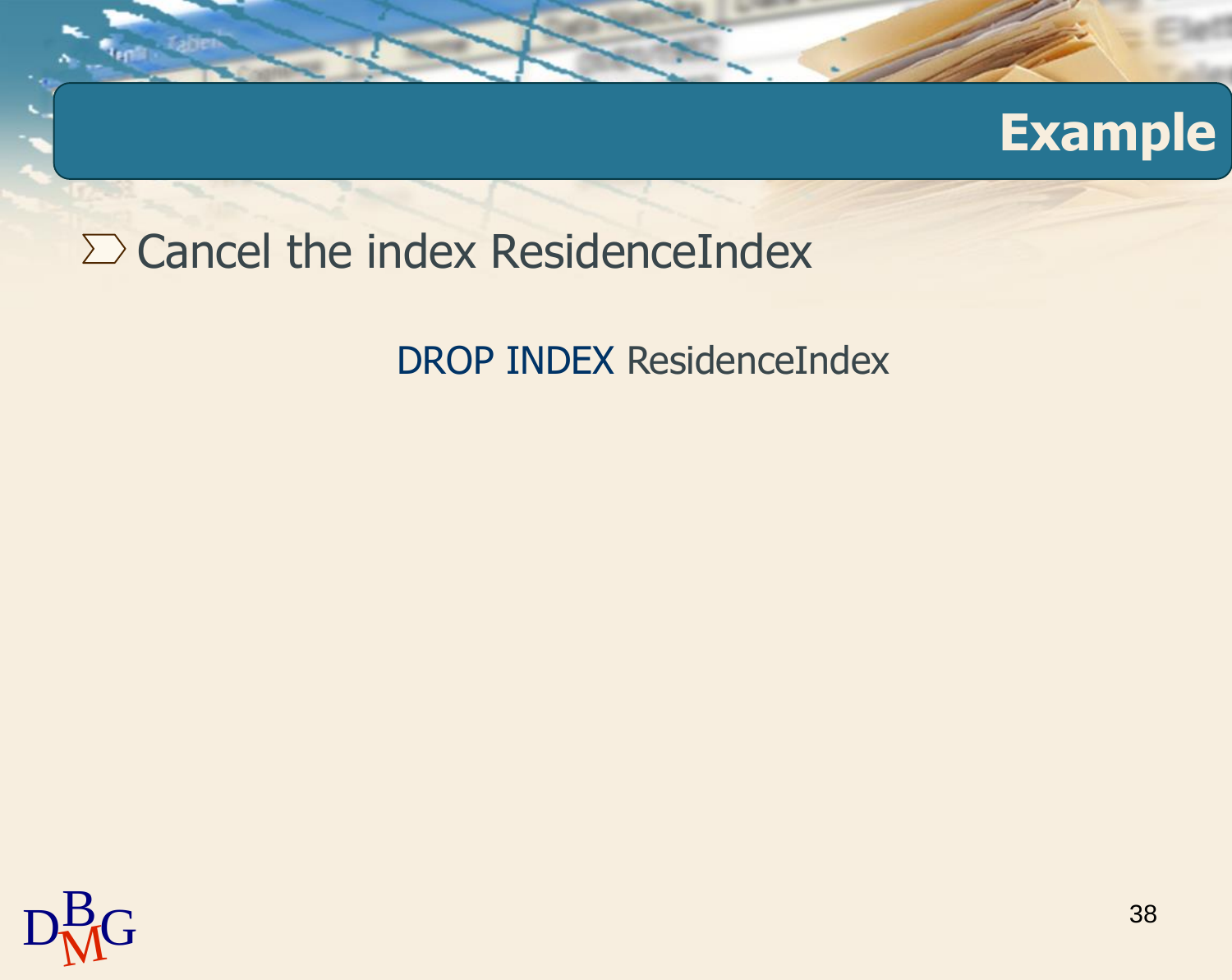## Example

- Cancel the index ResidenceIndex

```
DROP INDEX ResidenceIndex
```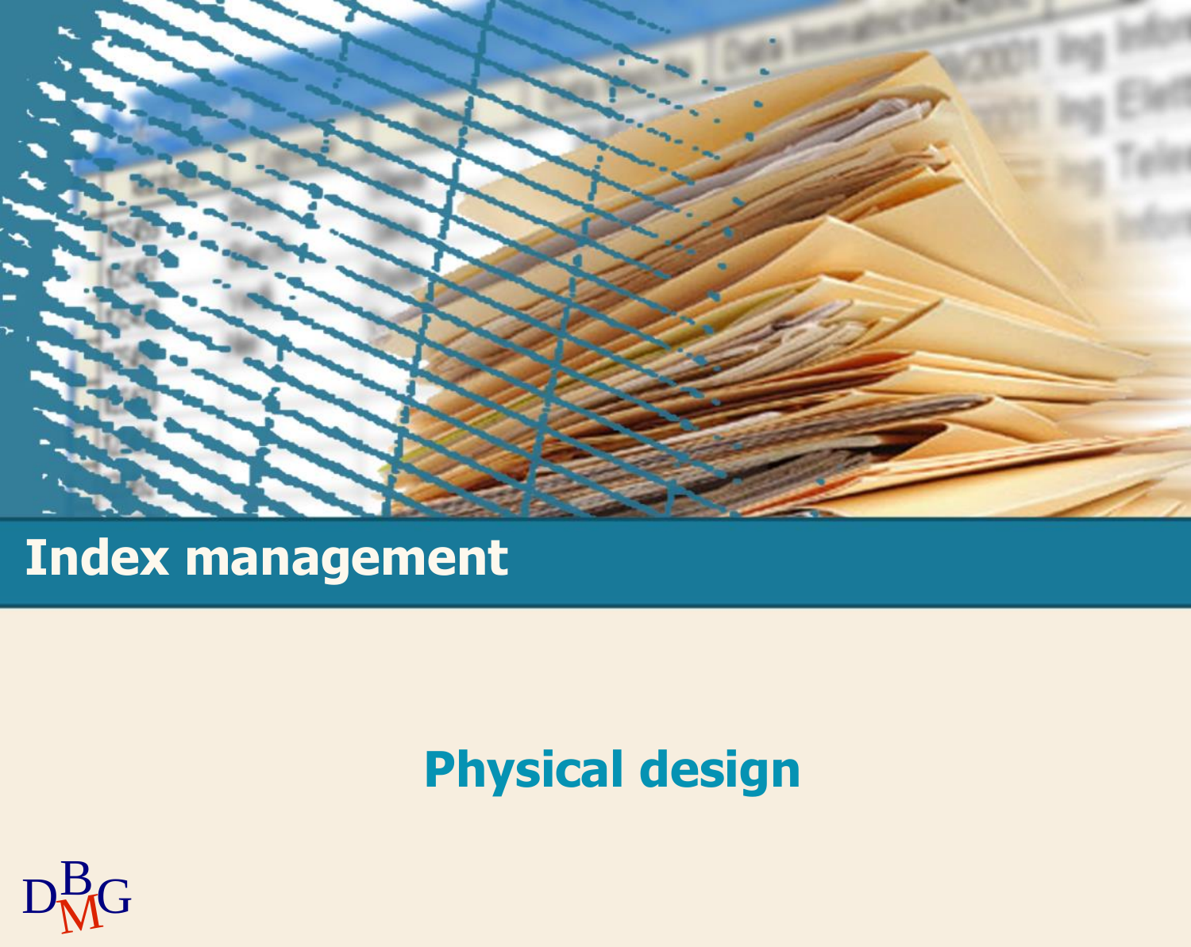# Index management

## Physical design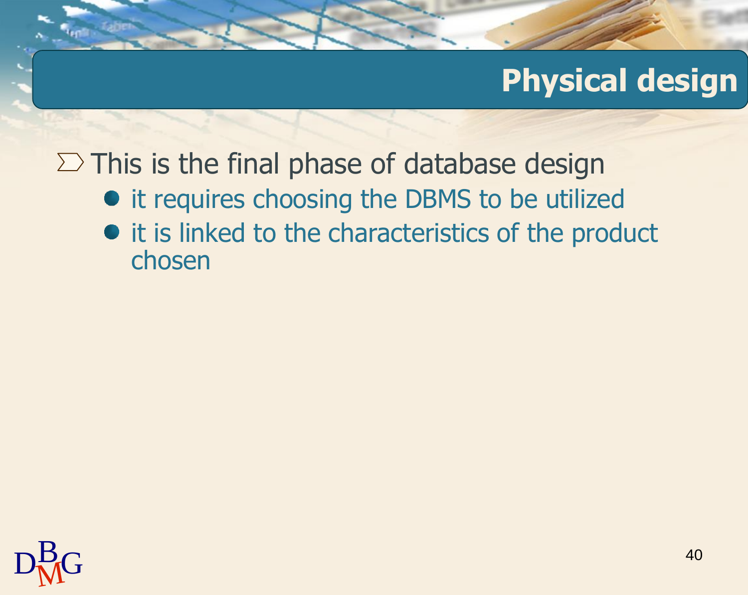# Physical design

- This is the final phase of database design
  - it requires choosing the DBMS to be utilized
  - it is linked to the characteristics of the product chosen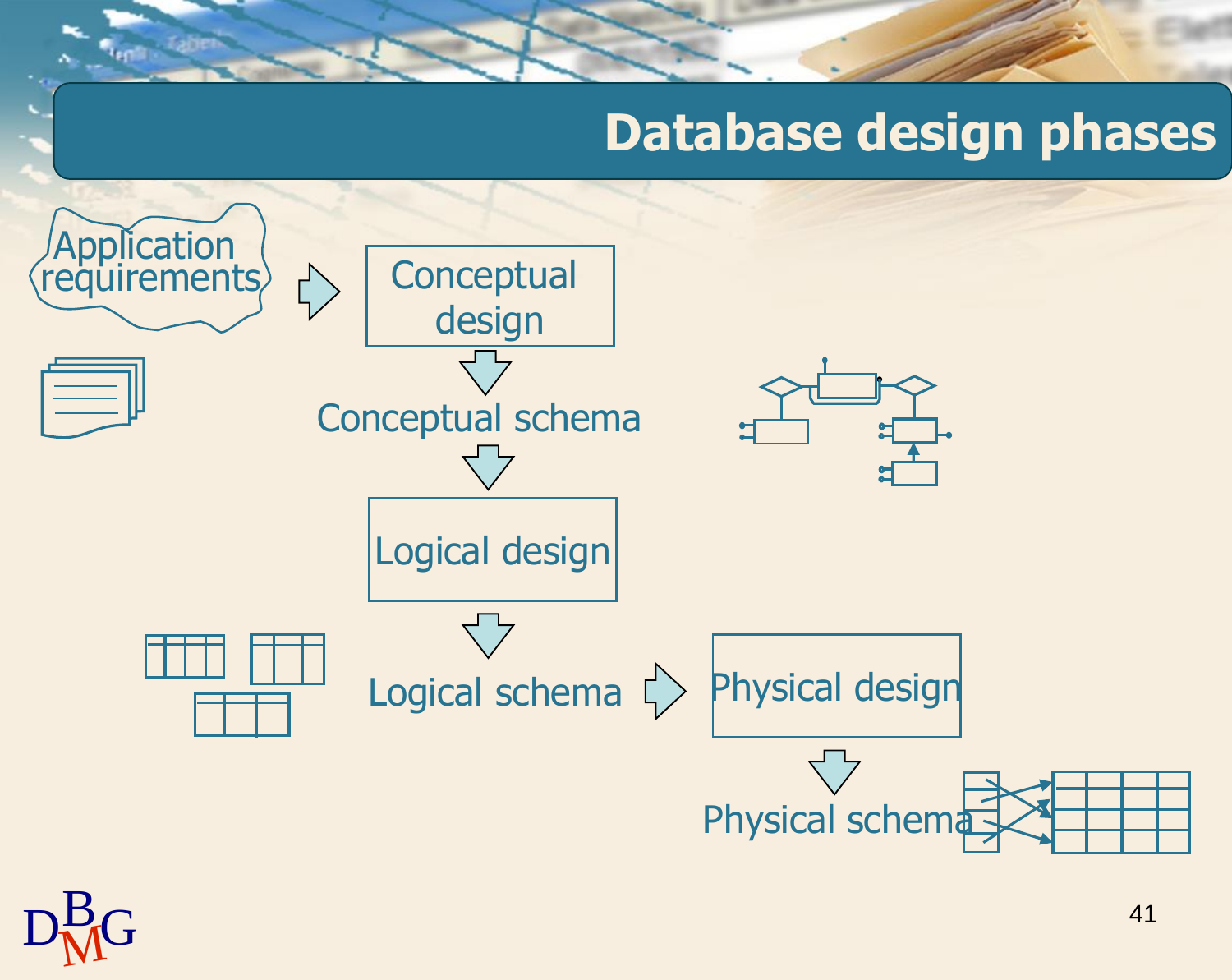# Database design phases

Application requirements → Conceptual design

Conceptual design ↓ Conceptual schema

Conceptual schema ↓ Logical design

Logical design ↓ Logical schema

Logical schema → Physical design

Physical design ↓ Physical schema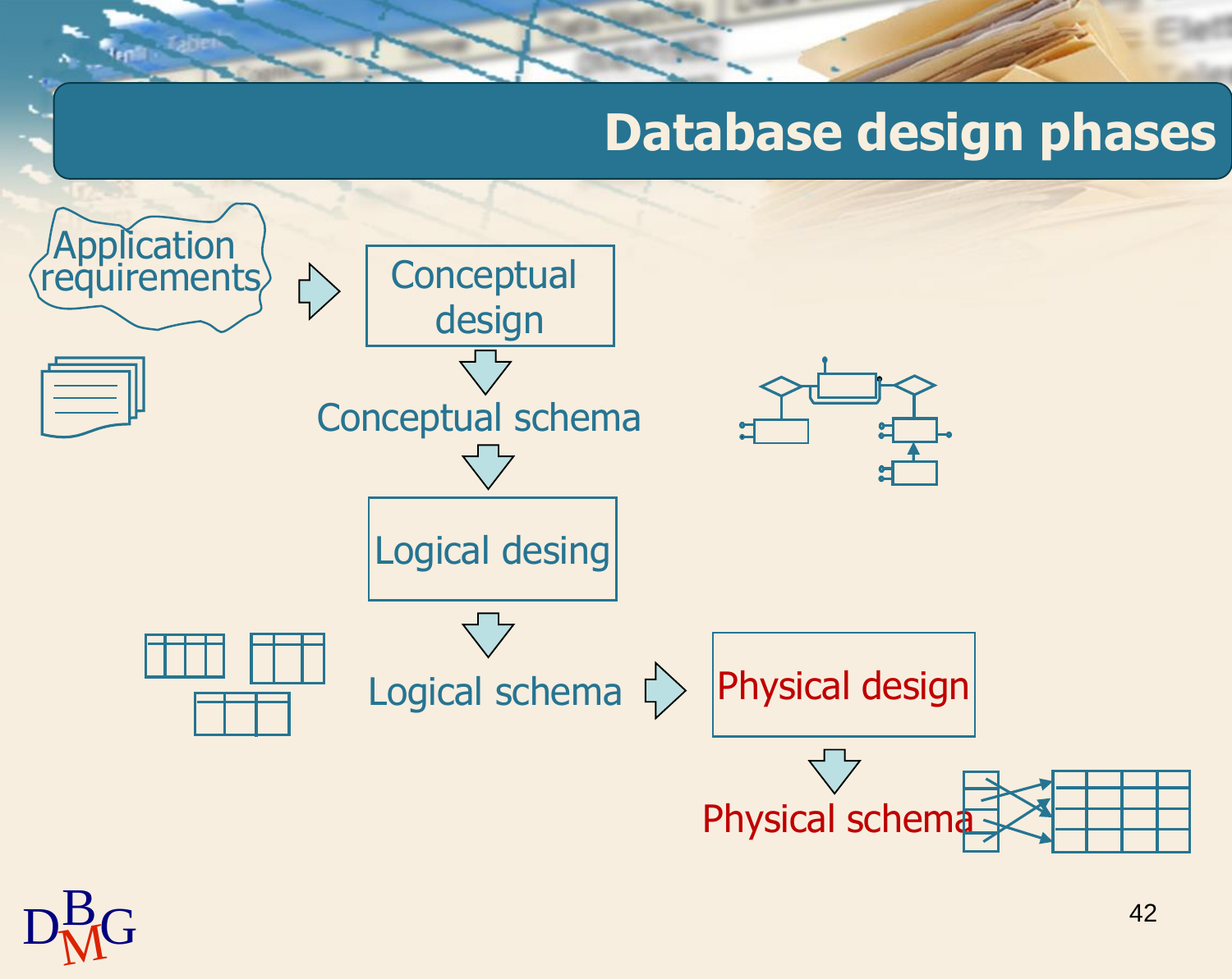# Database design phases

Application requirements → Conceptual design

↓

Conceptual schema

↓

Logical desing

↓

Logical schema → Physical design

↓

Physical schema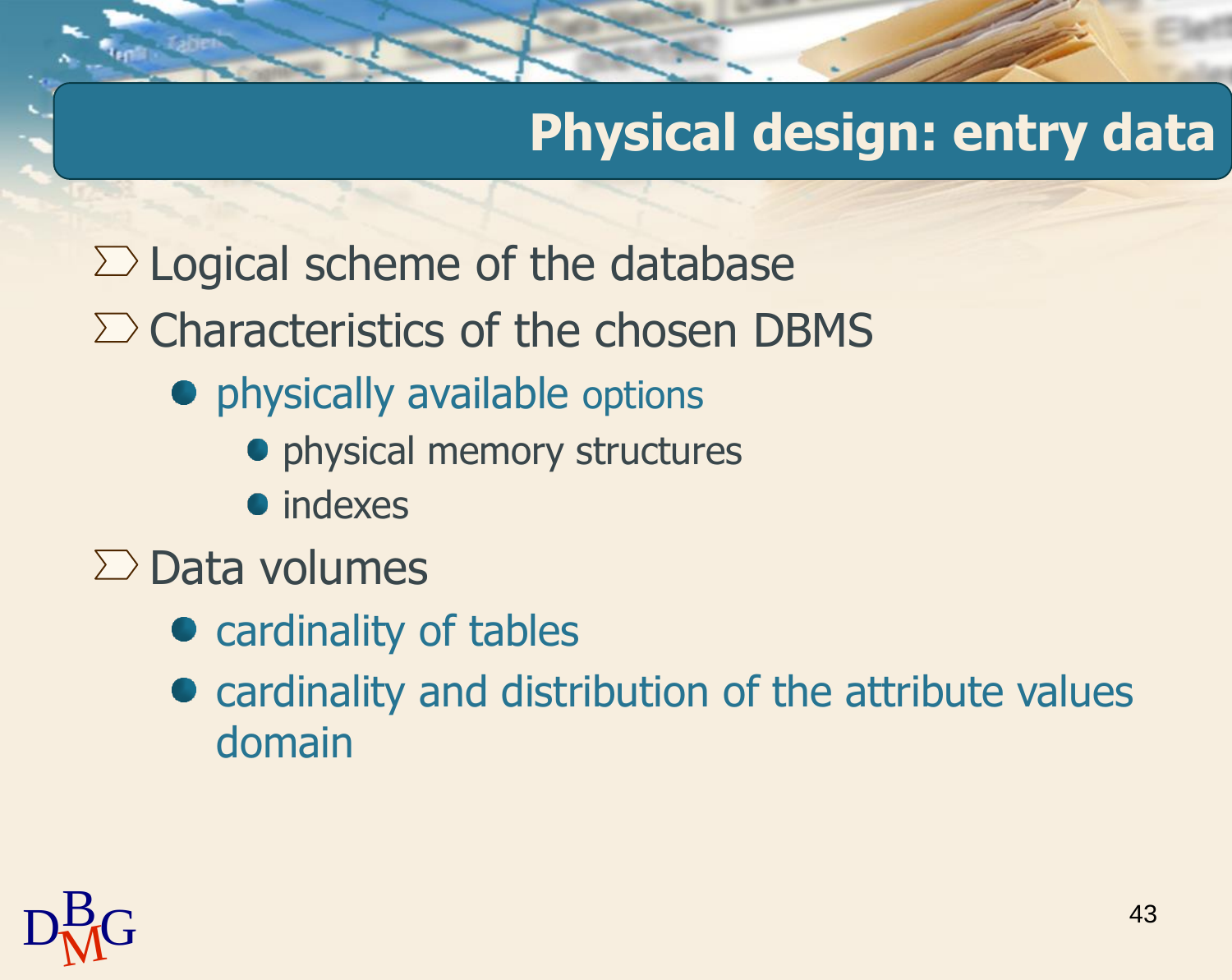# Physical design: entry data

- Logical scheme of the database
- Characteristics of the chosen DBMS
  - physically available options
    - physical memory structures
    - indexes
- Data volumes
  - cardinality of tables
  - cardinality and distribution of the attribute values domain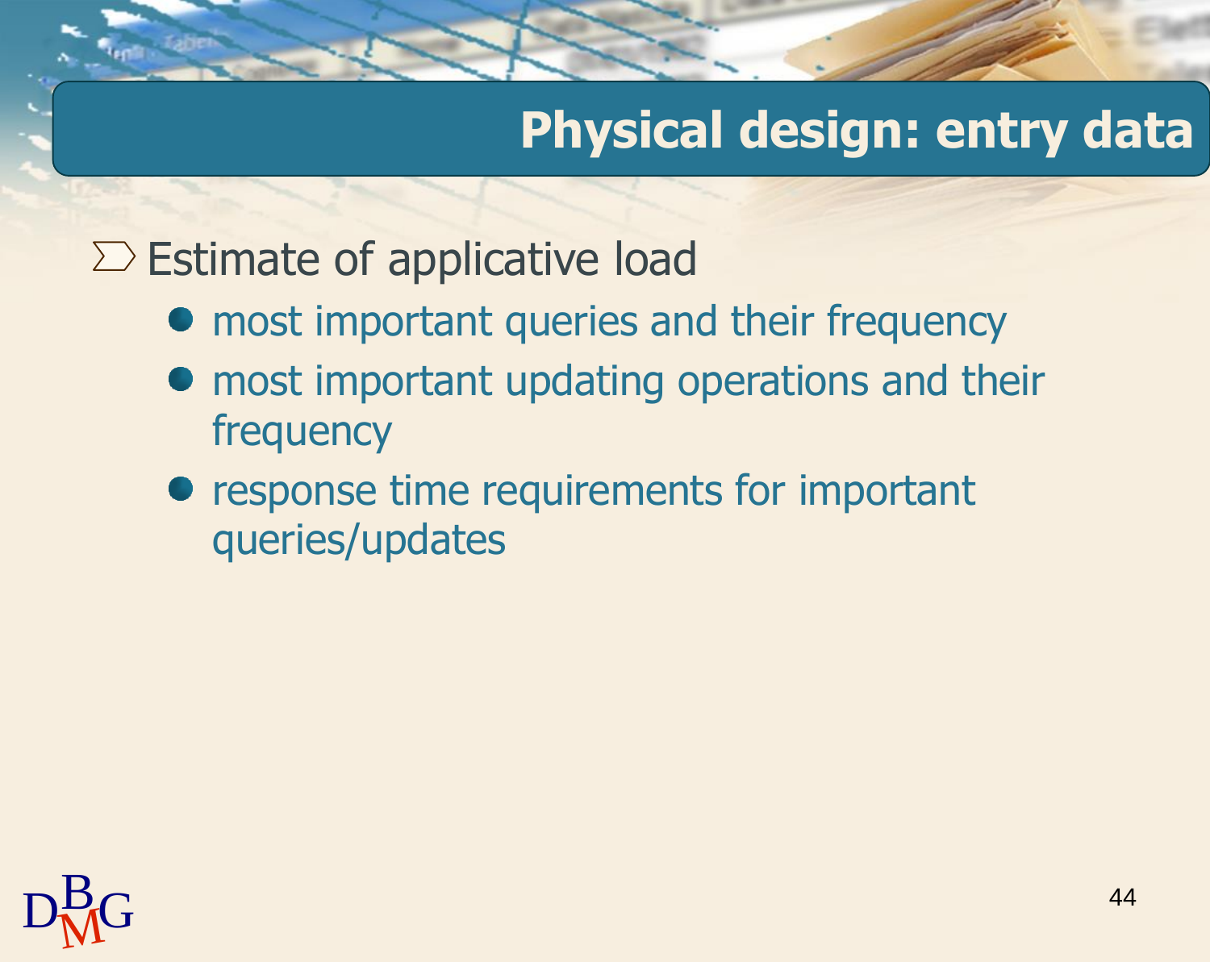# Physical design: entry data

- Estimate of applicative load
  - most important queries and their frequency
  - most important updating operations and their frequency
  - response time requirements for important queries/updates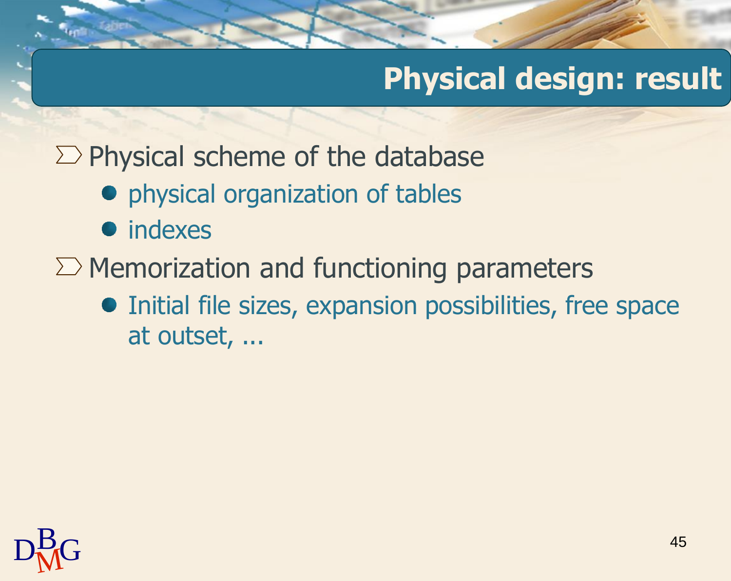# Physical design: result

- Physical scheme of the database
  - physical organization of tables
  - indexes
- Memorization and functioning parameters
  - Initial file sizes, expansion possibilities, free space at outset, ...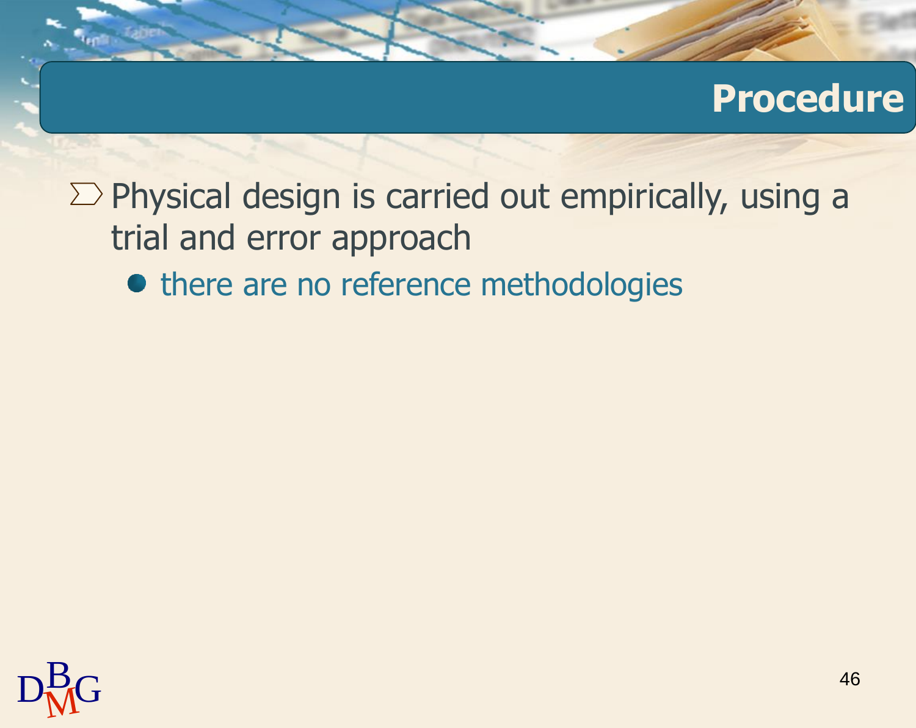# Procedure

- Physical design is carried out empirically, using a trial and error approach
  - there are no reference methodologies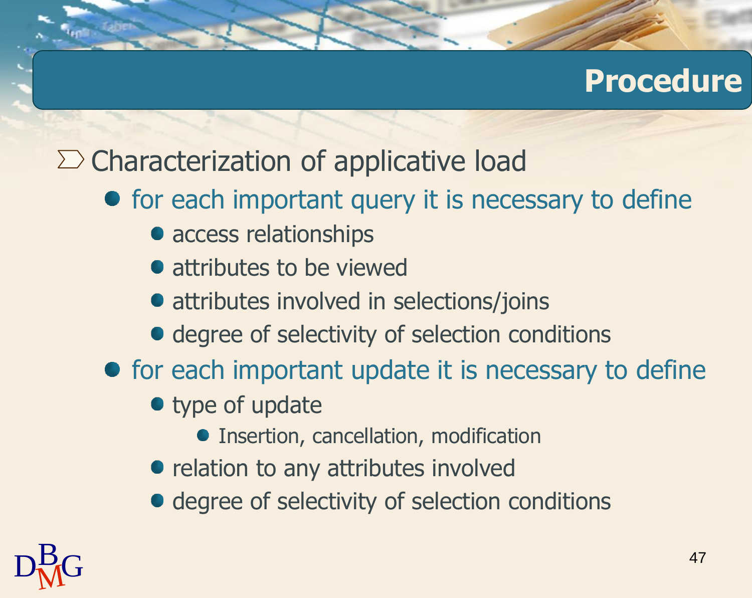# Procedure

- Characterization of applicative load
  - for each important query it is necessary to define
    - access relationships
    - attributes to be viewed
    - attributes involved in selections/joins
    - degree of selectivity of selection conditions
  - for each important update it is necessary to define
    - type of update
      - Insertion, cancellation, modification
    - relation to any attributes involved
    - degree of selectivity of selection conditions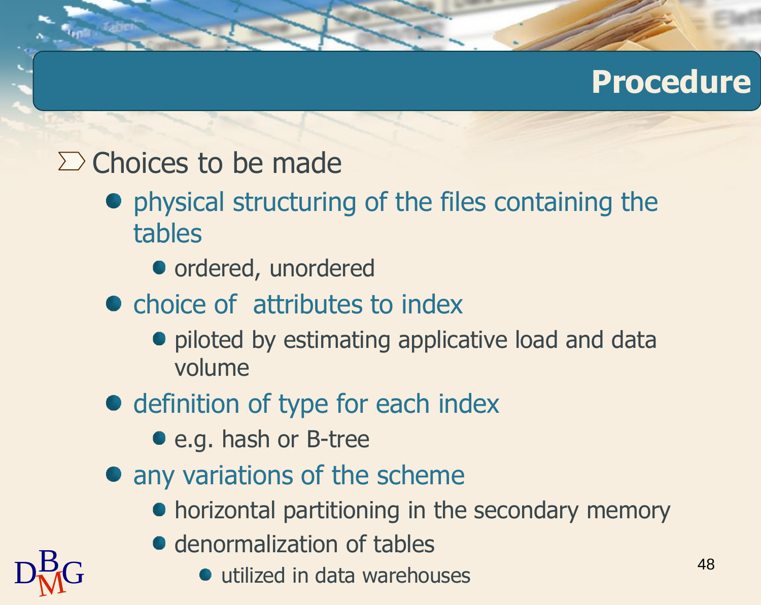# Procedure

- Choices to be made
  - physical structuring of the files containing the tables
    - ordered, unordered
  - choice of  attributes to index
    - piloted by estimating applicative load and data volume
  - definition of type for each index
    - e.g. hash or B-tree
  - any variations of the scheme
    - horizontal partitioning in the secondary memory
    - denormalization of tables
      - utilized in data warehouses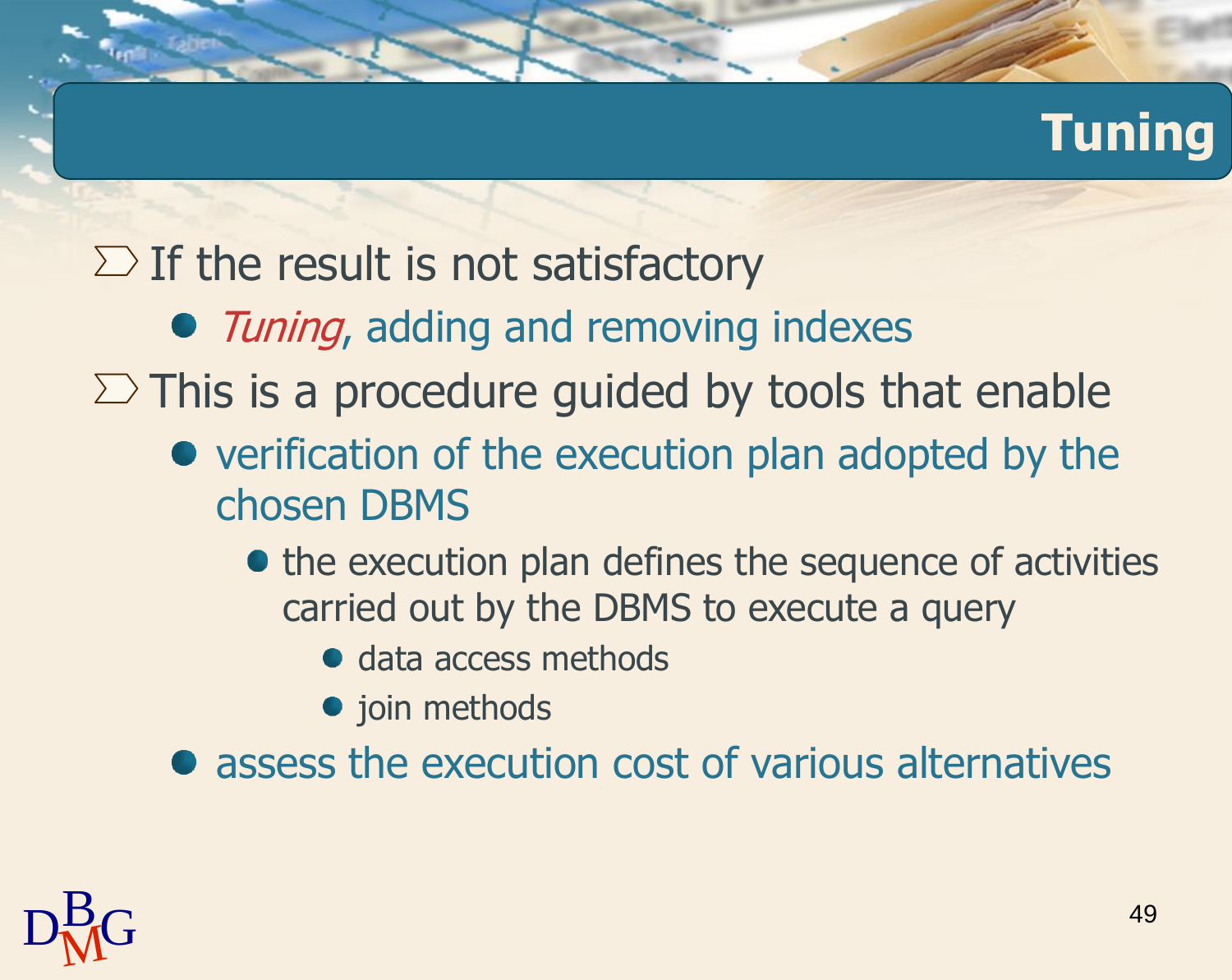# Tuning

- If the result is not satisfactory
  - *Tuning*, adding and removing indexes
- This is a procedure guided by tools that enable
  - verification of the execution plan adopted by the chosen DBMS
    - the execution plan defines the sequence of activities carried out by the DBMS to execute a query
      - data access methods
      - join methods
  - assess the execution cost of various alternatives